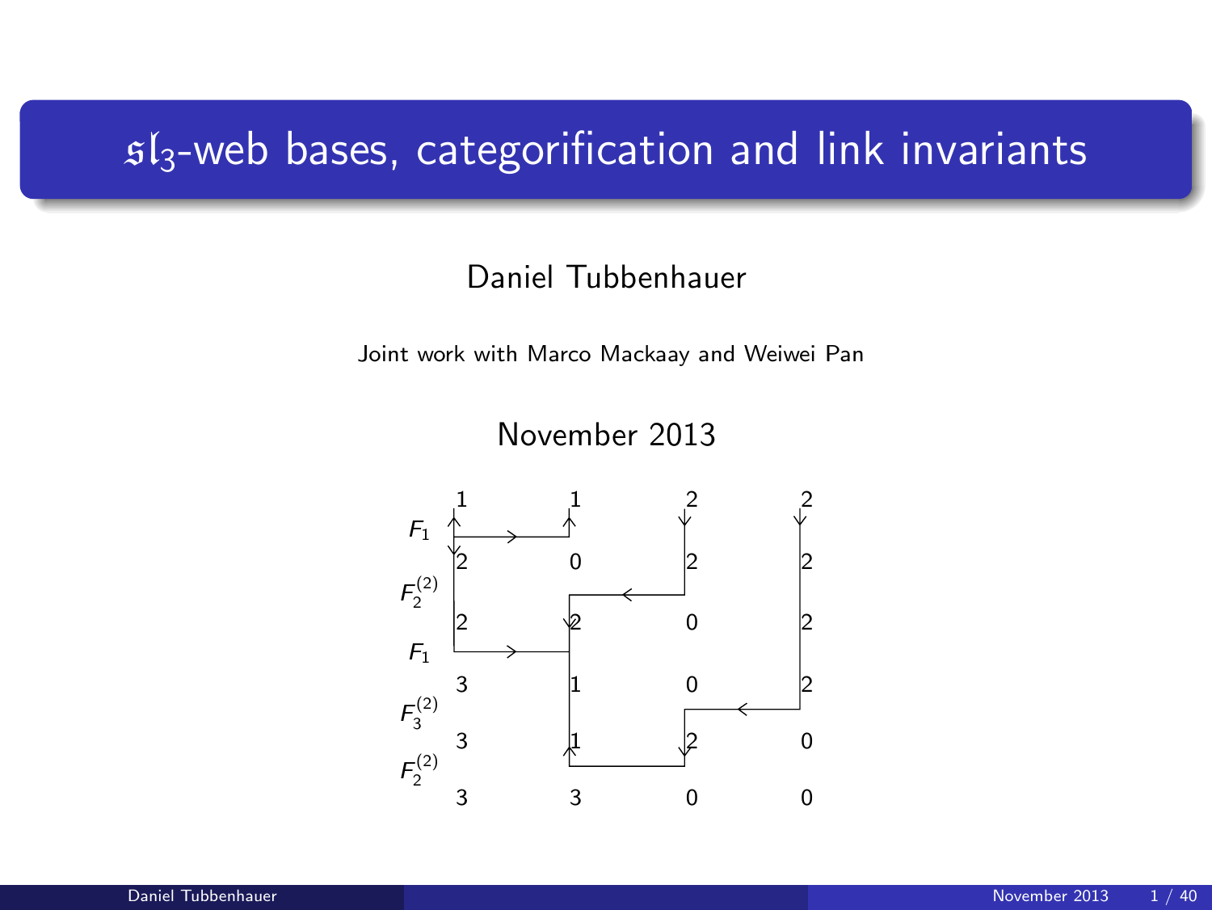# $\mathfrak{sl}_3$-web bases, categorification and link invariants

Daniel Tubbenhauer

Joint work with Marco Mackaay and Weiwei Pan

November 2013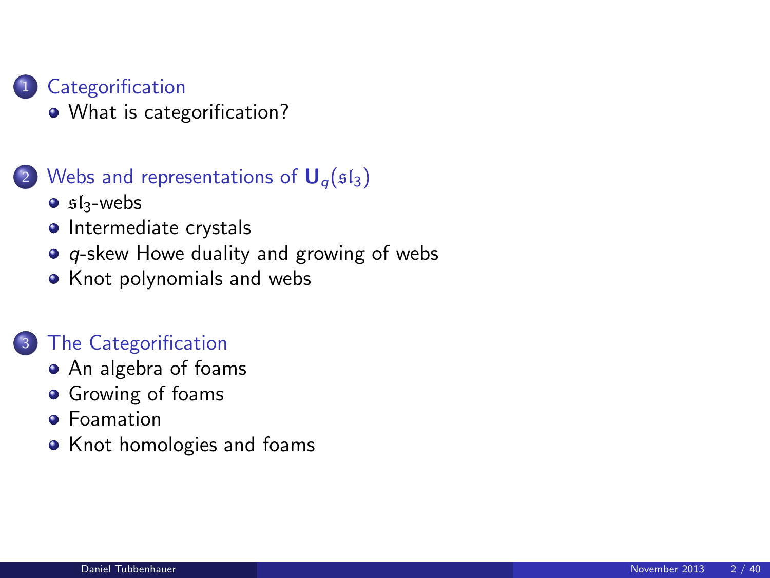1. Categorification
   - What is categorification?

2. Webs and representations of $\mathbf{U}_q(\mathfrak{sl}_3)$
   - $\mathfrak{sl}_3$-webs
   - Intermediate crystals
   - $q$-skew Howe duality and growing of webs
   - Knot polynomials and webs

3. The Categorification
   - An algebra of foams
   - Growing of foams
   - Foamation
   - Knot homologies and foams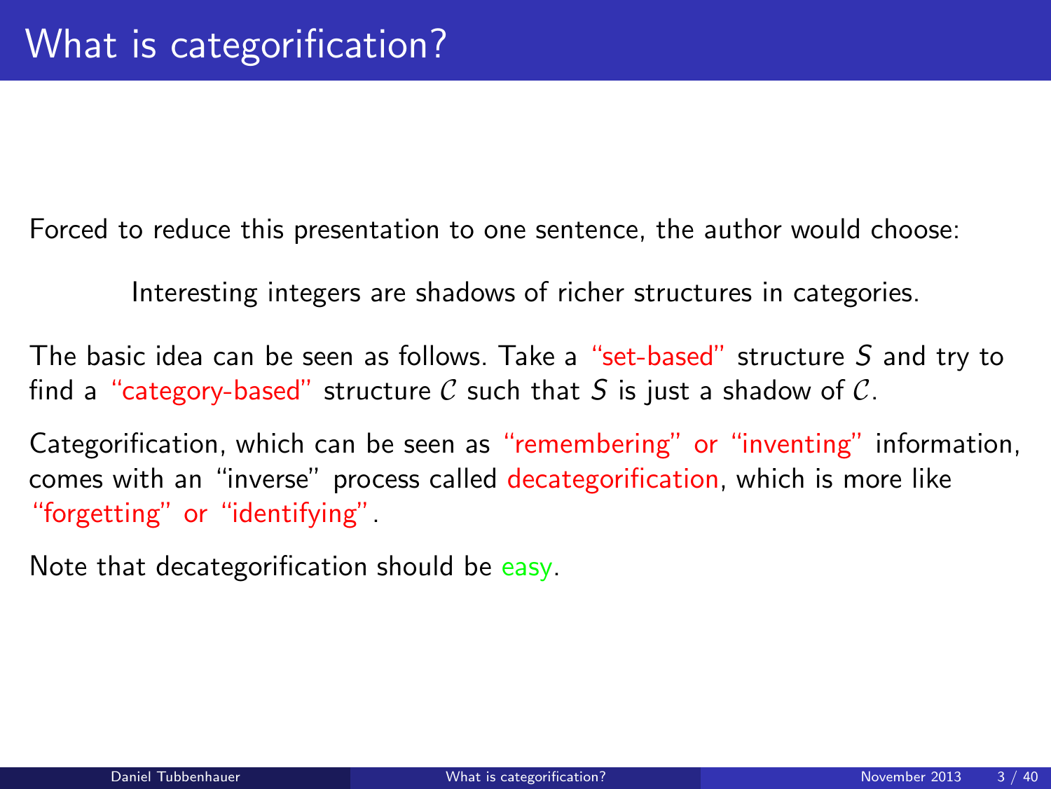# What is categorification?

Forced to reduce this presentation to one sentence, the author would choose:

Interesting integers are shadows of richer structures in categories.

The basic idea can be seen as follows. Take a "set-based" structure $S$ and try to find a "category-based" structure $\mathcal{C}$ such that $S$ is just a shadow of $\mathcal{C}$.

Categorification, which can be seen as "remembering" or "inventing" information, comes with an "inverse" process called decategorification, which is more like "forgetting" or "identifying".

Note that decategorification should be easy.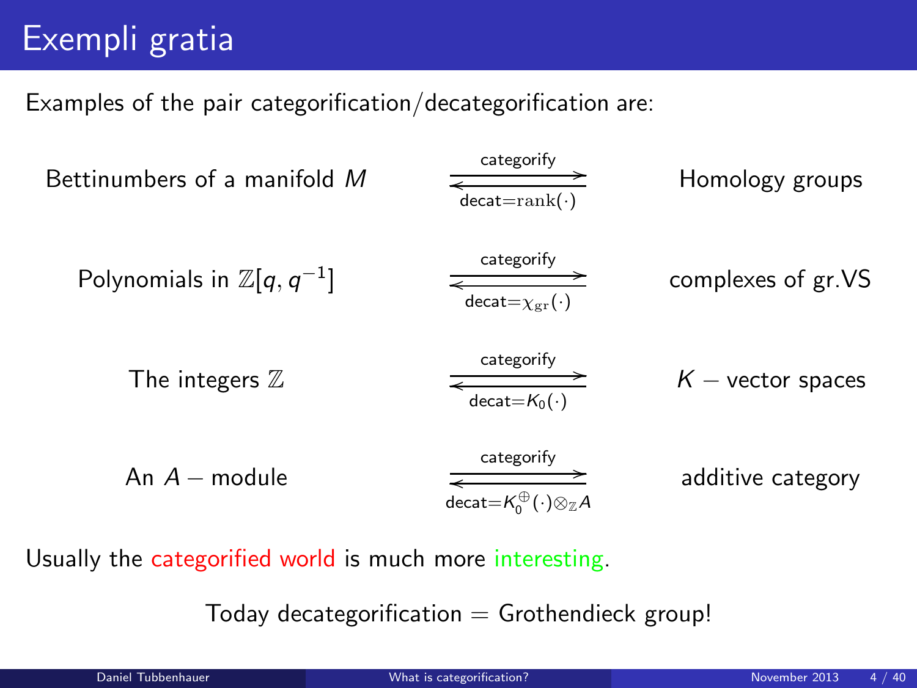# Exempli gratia

Examples of the pair categorification/decategorification are:

| | | |
|---|---|---|
| Bettinumbers of a manifold $M$ | $\underset{\text{decat}=\mathrm{rank}(\cdot)}{\overset{\text{categorify}}{\rightleftarrows}}$ | Homology groups |
| Polynomials in $\mathbb{Z}[q, q^{-1}]$ | $\underset{\text{decat}=\chi_{\mathrm{gr}}(\cdot)}{\overset{\text{categorify}}{\rightleftarrows}}$ | complexes of gr.VS |
| The integers $\mathbb{Z}$ | $\underset{\text{decat}=K_0(\cdot)}{\overset{\text{categorify}}{\rightleftarrows}}$ | $K$ − vector spaces |
| An $A$ − module | $\underset{\text{decat}=K_0^{\oplus}(\cdot)\otimes_{\mathbb{Z}}A}{\overset{\text{categorify}}{\rightleftarrows}}$ | additive category |

Usually the categorified world is much more interesting.

Today decategorification = Grothendieck group!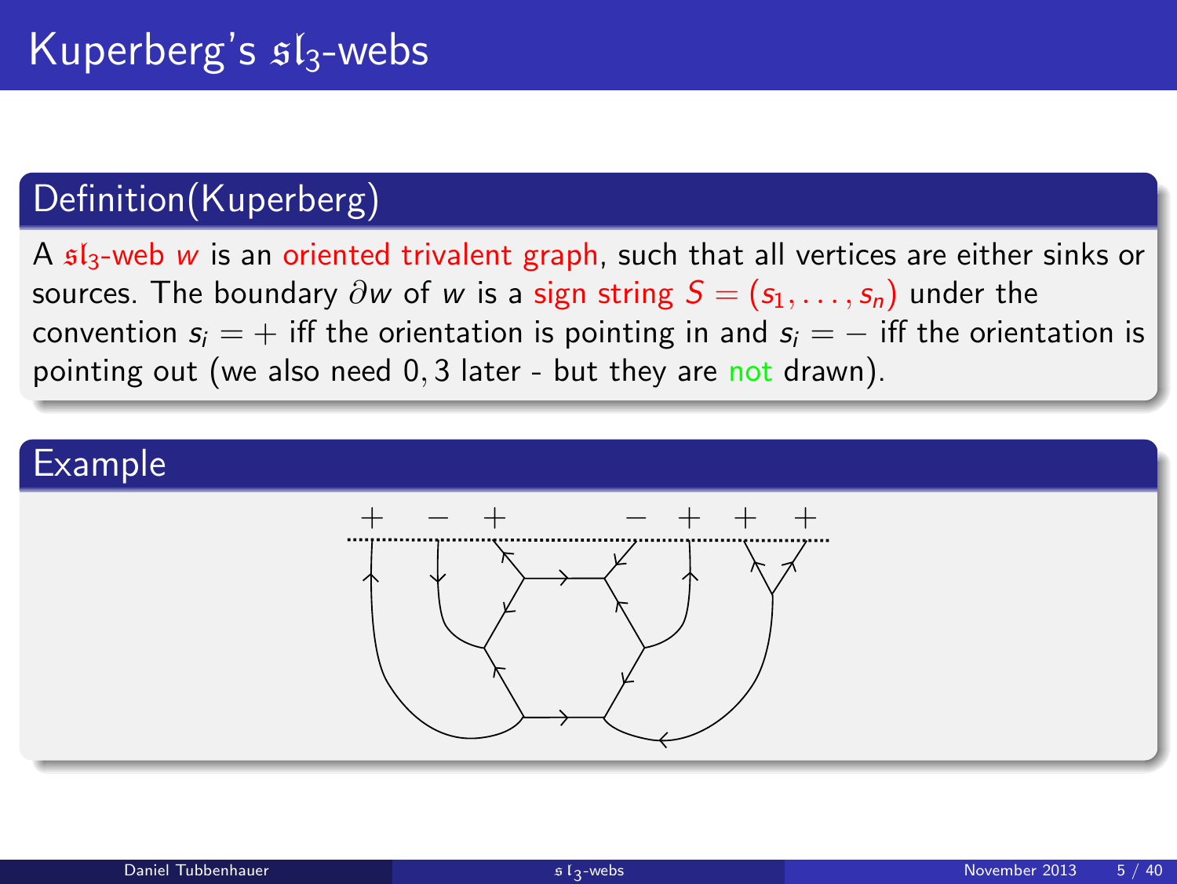# Kuperberg's $\mathfrak{sl}_3$-webs

## Definition(Kuperberg)

A $\mathfrak{sl}_3$-web $w$ is an oriented trivalent graph, such that all vertices are either sinks or sources. The boundary $\partial w$ of $w$ is a sign string $S = (s_1, \ldots, s_n)$ under the convention $s_i = +$ iff the orientation is pointing in and $s_i = -$ iff the orientation is pointing out (we also need $0, 3$ later - but they are not drawn).

## Example

$+ \quad - \quad + \quad - \quad + \quad + \quad +$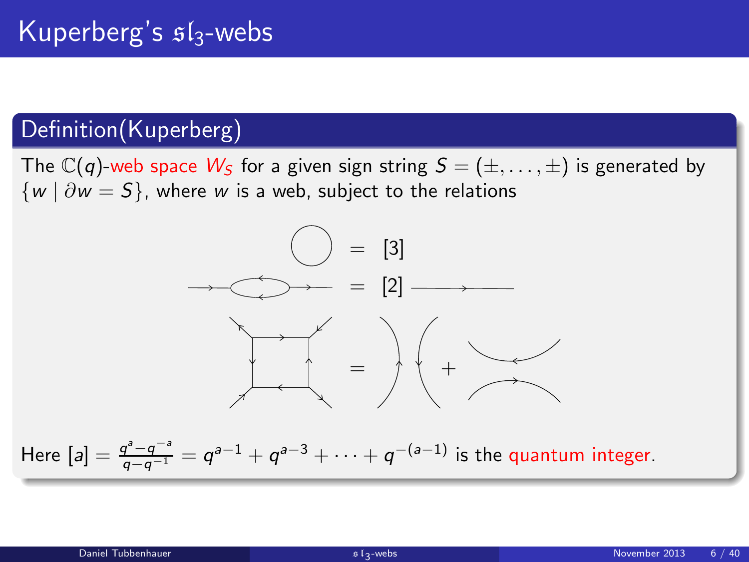# Kuperberg's $\mathfrak{sl}_3$-webs

## Definition(Kuperberg)

The $\mathbb{C}(q)$-web space $W_S$ for a given sign string $S = (\pm, \ldots, \pm)$ is generated by $\{w \mid \partial w = S\}$, where $w$ is a web, subject to the relations

$$\bigcirc = [3]$$

$$= [2]$$

$$= \quad + $$

Here $[a] = \frac{q^a - q^{-a}}{q - q^{-1}} = q^{a-1} + q^{a-3} + \cdots + q^{-(a-1)}$ is the quantum integer.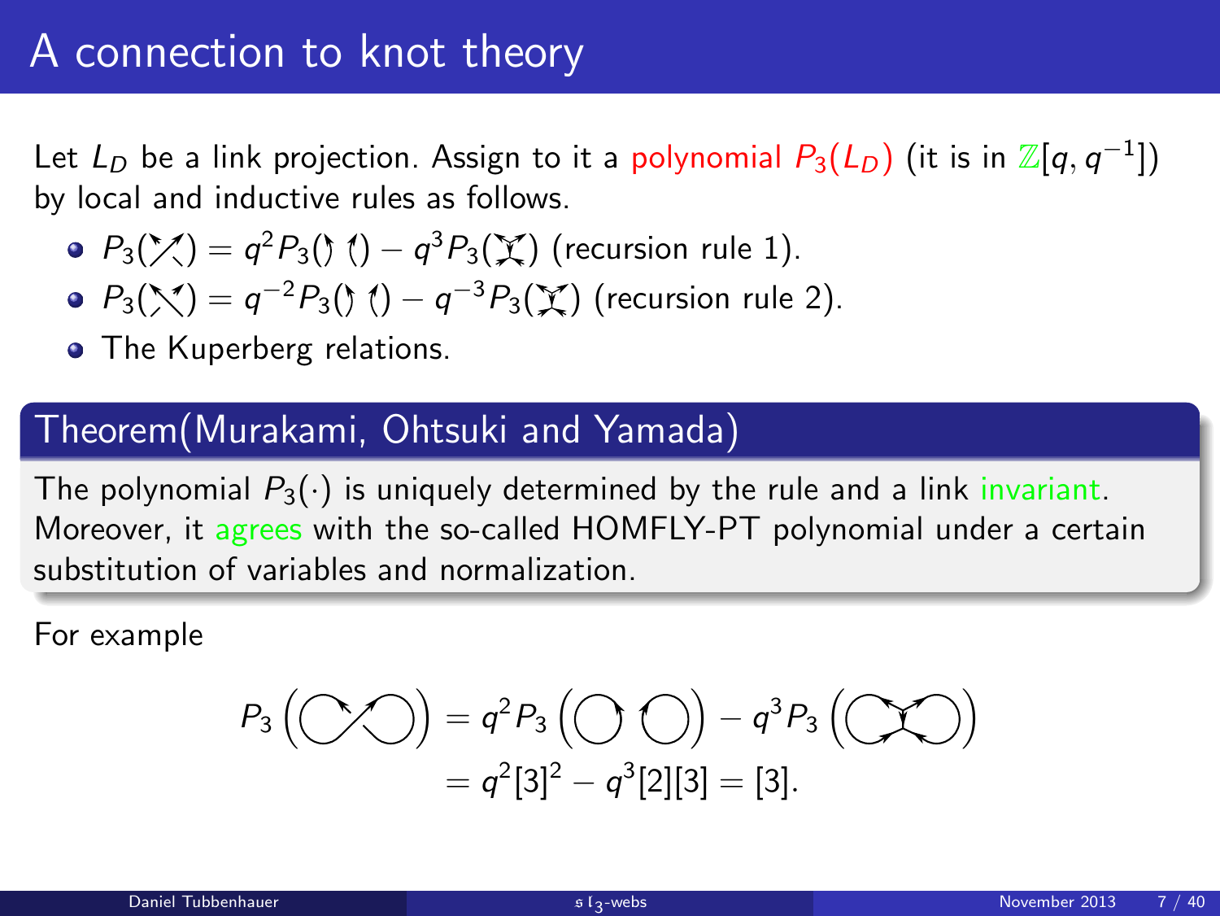# A connection to knot theory

Let $L_D$ be a link projection. Assign to it a polynomial $P_3(L_D)$ (it is in $\mathbb{Z}[q,q^{-1}]$) by local and inductive rules as follows.

- $P_3(\text{crossing}) = q^2 P_3(\text{two parallel strands}) - q^3 P_3(\text{web})$ (recursion rule 1).
- $P_3(\text{crossing}) = q^{-2} P_3(\text{two parallel strands}) - q^{-3} P_3(\text{web})$ (recursion rule 2).
- The Kuperberg relations.

## Theorem(Murakami, Ohtsuki and Yamada)

The polynomial $P_3(\cdot)$ is uniquely determined by the rule and a link invariant. Moreover, it agrees with the so-called HOMFLY-PT polynomial under a certain substitution of variables and normalization.

For example

$$P_3(\text{figure-eight diagram}) = q^2 P_3(\text{two circles}) - q^3 P_3(\text{web})$$
$$= q^2[3]^2 - q^3[2][3] = [3].$$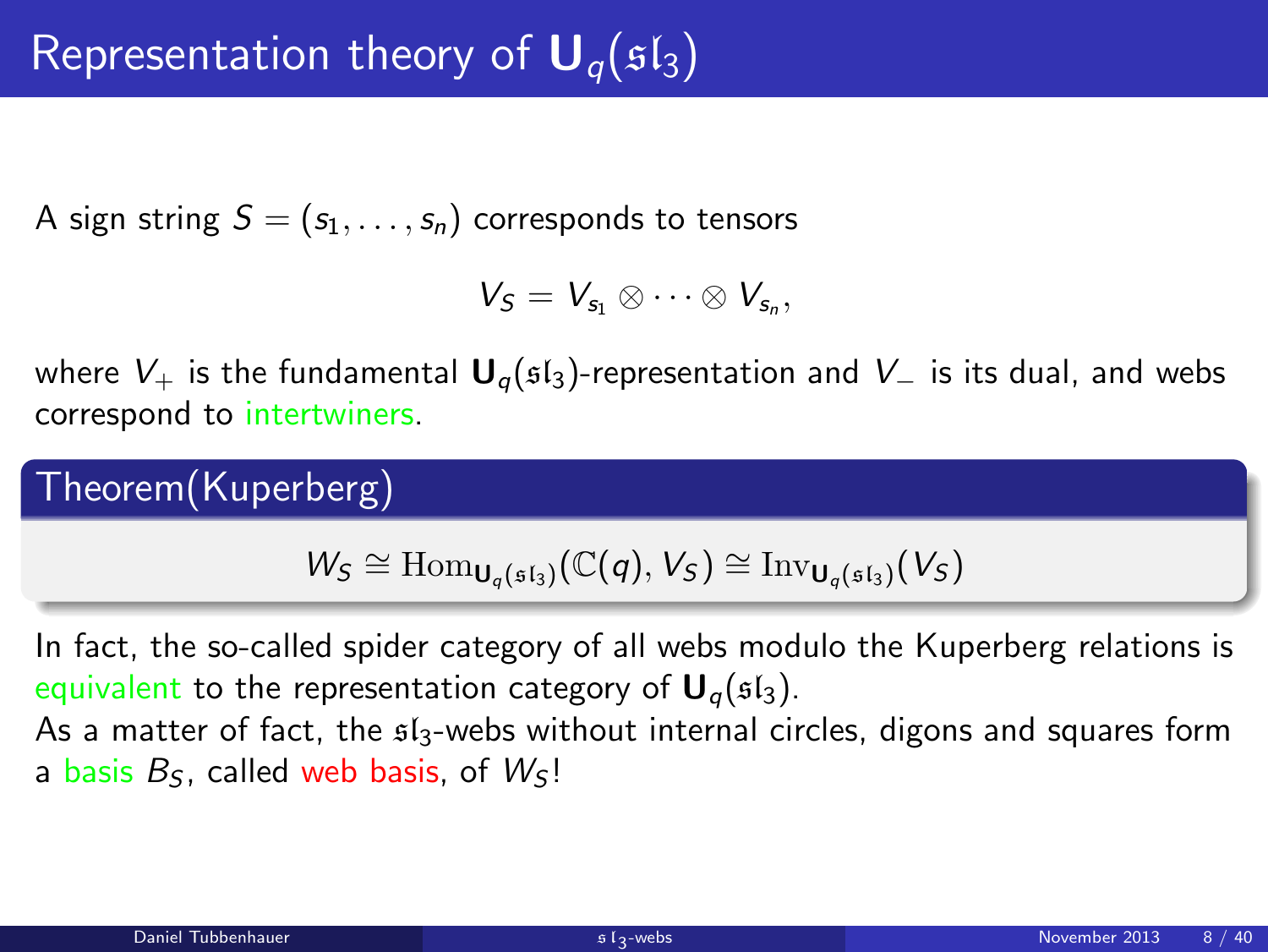# Representation theory of $\mathbf{U}_q(\mathfrak{sl}_3)$

A sign string $S = (s_1, \ldots, s_n)$ corresponds to tensors

$$V_S = V_{s_1} \otimes \cdots \otimes V_{s_n},$$

where $V_+$ is the fundamental $\mathbf{U}_q(\mathfrak{sl}_3)$-representation and $V_-$ is its dual, and webs correspond to intertwiners.

**Theorem(Kuperberg)**

$$W_S \cong \mathrm{Hom}_{\mathbf{U}_q(\mathfrak{sl}_3)}(\mathbb{C}(q), V_S) \cong \mathrm{Inv}_{\mathbf{U}_q(\mathfrak{sl}_3)}(V_S)$$

In fact, the so-called spider category of all webs modulo the Kuperberg relations is equivalent to the representation category of $\mathbf{U}_q(\mathfrak{sl}_3)$.

As a matter of fact, the $\mathfrak{sl}_3$-webs without internal circles, digons and squares form a basis $B_S$, called web basis, of $W_S$!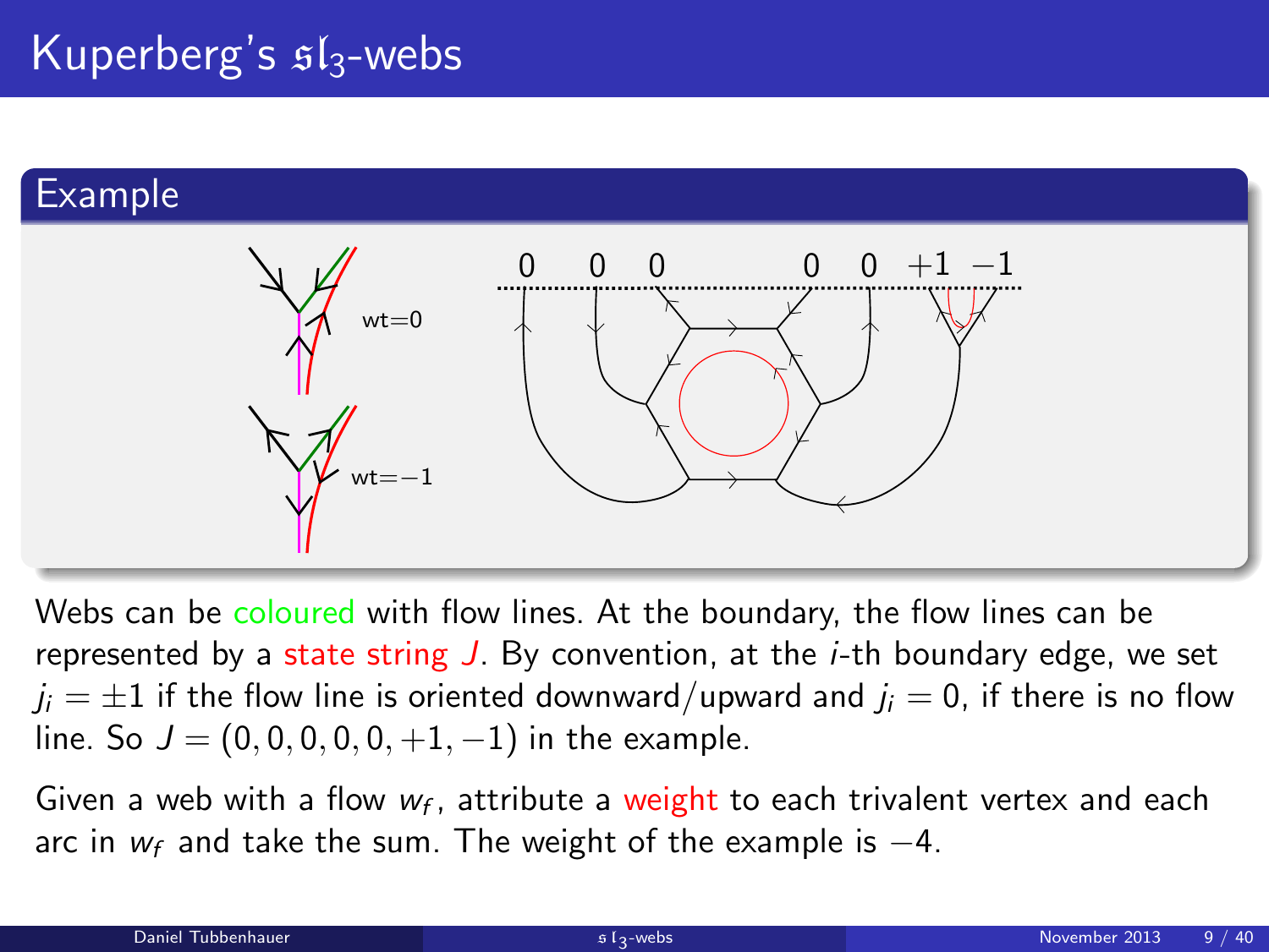# Kuperberg's $\mathfrak{sl}_3$-webs

## Example

wt=0

wt=−1

0 0 0 0 0 +1 −1

Webs can be coloured with flow lines. At the boundary, the flow lines can be represented by a state string $J$. By convention, at the $i$-th boundary edge, we set $j_i = \pm 1$ if the flow line is oriented downward/upward and $j_i = 0$, if there is no flow line. So $J = (0, 0, 0, 0, 0, +1, -1)$ in the example.

Given a web with a flow $w_f$, attribute a weight to each trivalent vertex and each arc in $w_f$ and take the sum. The weight of the example is $-4$.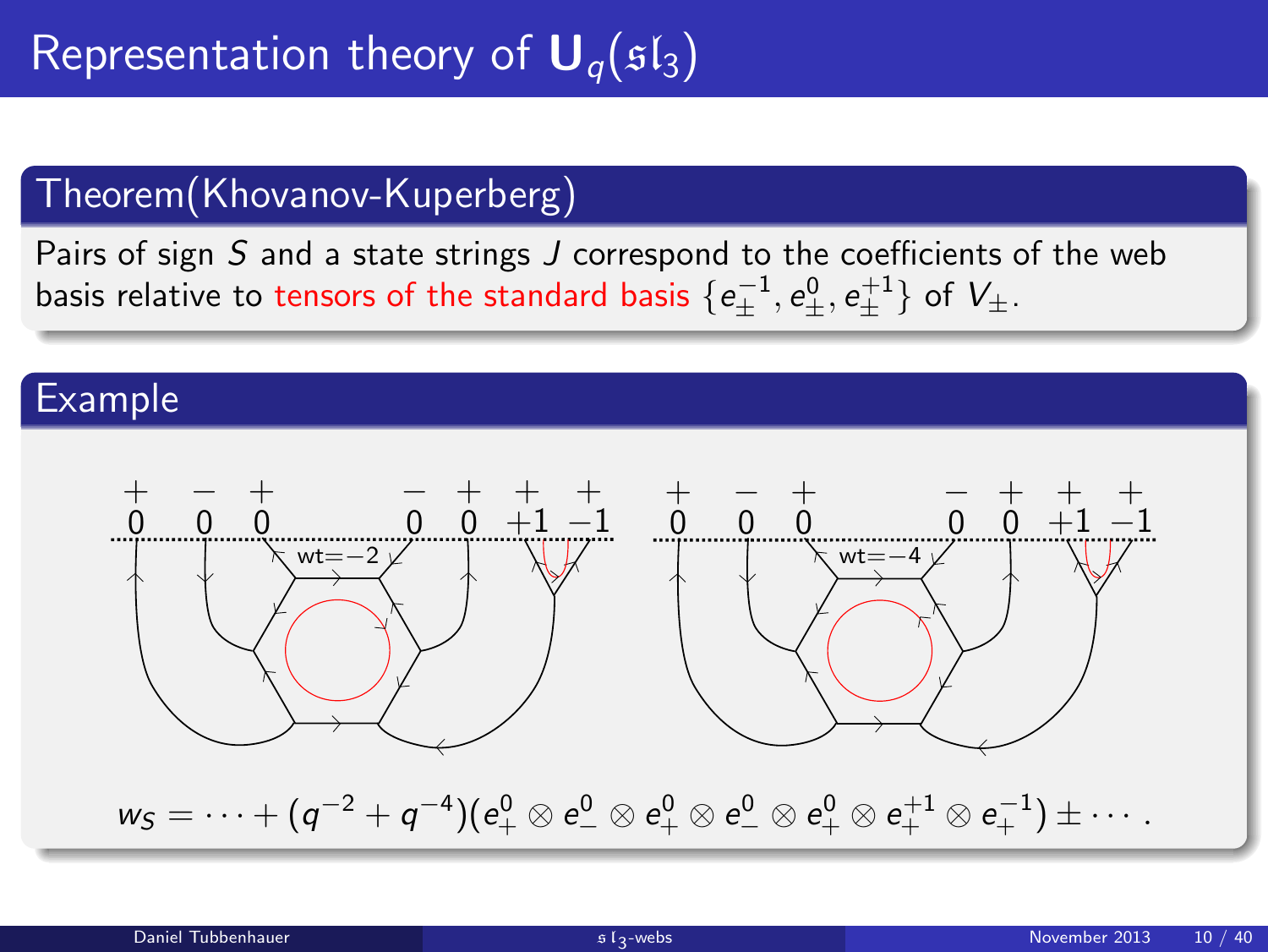# Representation theory of $\mathbf{U}_q(\mathfrak{sl}_3)$

## Theorem(Khovanov-Kuperberg)

Pairs of sign $S$ and a state strings $J$ correspond to the coefficients of the web basis relative to tensors of the standard basis $\{e_{\pm}^{-1}, e_{\pm}^{0}, e_{\pm}^{+1}\}$ of $V_{\pm}$.

## Example

$$w_S = \cdots + (q^{-2} + q^{-4})(e_+^0 \otimes e_-^0 \otimes e_+^0 \otimes e_-^0 \otimes e_+^0 \otimes e_+^{+1} \otimes e_+^{-1}) \pm \cdots .$$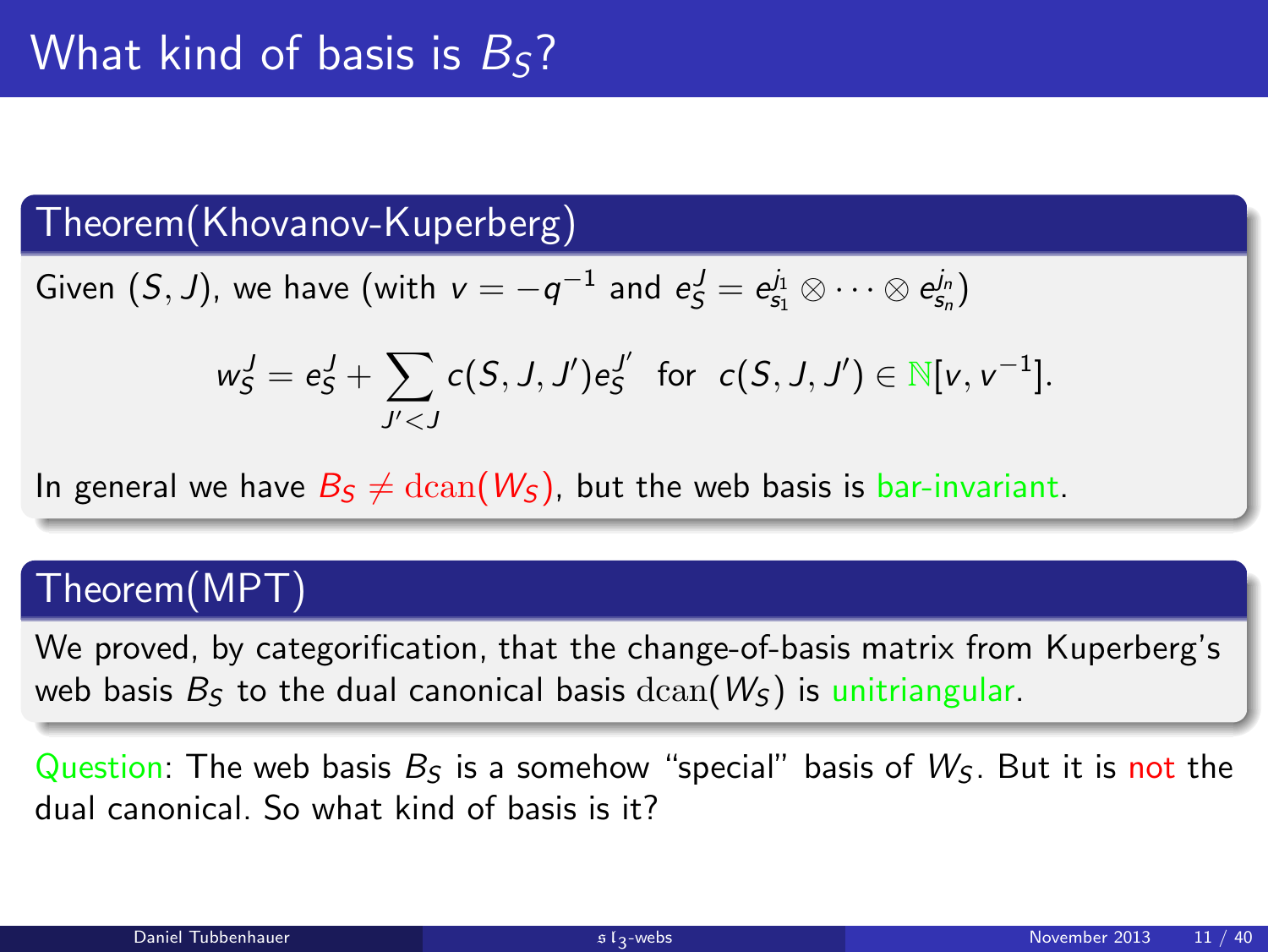# What kind of basis is $B_S$?

## Theorem(Khovanov-Kuperberg)

Given $(S, J)$, we have (with $v = -q^{-1}$ and $e_S^J = e_{s_1}^{j_1} \otimes \cdots \otimes e_{s_n}^{j_n}$)

$$w_S^J = e_S^J + \sum_{J' < J} c(S, J, J') e_S^{J'} \text{ for } c(S, J, J') \in \mathbb{N}[v, v^{-1}].$$

In general we have $B_S \neq \mathrm{dcan}(W_S)$, but the web basis is bar-invariant.

## Theorem(MPT)

We proved, by categorification, that the change-of-basis matrix from Kuperberg's web basis $B_S$ to the dual canonical basis $\mathrm{dcan}(W_S)$ is unitriangular.

Question: The web basis $B_S$ is a somehow "special" basis of $W_S$. But it is not the dual canonical. So what kind of basis is it?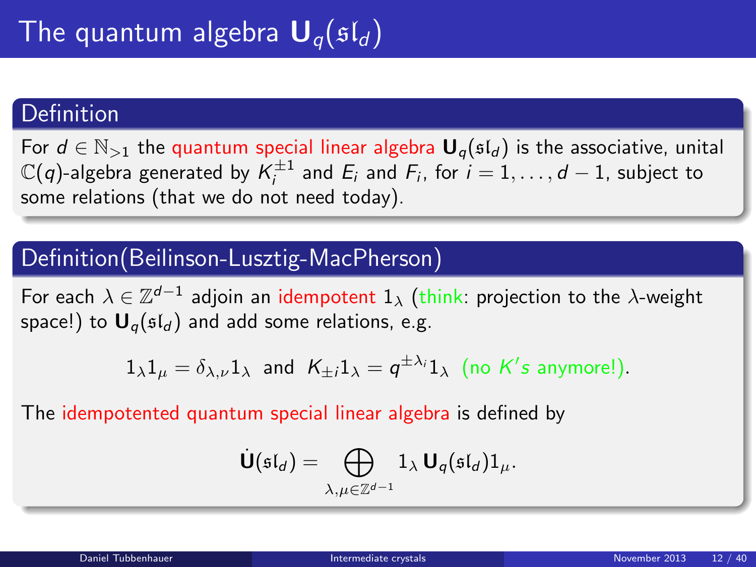# The quantum algebra $\mathbf{U}_q(\mathfrak{sl}_d)$

## Definition

For $d \in \mathbb{N}_{>1}$ the quantum special linear algebra $\mathbf{U}_q(\mathfrak{sl}_d)$ is the associative, unital $\mathbb{C}(q)$-algebra generated by $K_i^{\pm 1}$ and $E_i$ and $F_i$, for $i = 1, \dots, d-1$, subject to some relations (that we do not need today).

## Definition(Beilinson-Lusztig-MacPherson)

For each $\lambda \in \mathbb{Z}^{d-1}$ adjoin an idempotent $1_\lambda$ (think: projection to the $\lambda$-weight space!) to $\mathbf{U}_q(\mathfrak{sl}_d)$ and add some relations, e.g.

$$1_\lambda 1_\mu = \delta_{\lambda,\nu} 1_\lambda \text{ and } K_{\pm i} 1_\lambda = q^{\pm \lambda_i} 1_\lambda \text{ (no } K's \text{ anymore!)}.$$

The idempotented quantum special linear algebra is defined by

$$\dot{\mathbf{U}}(\mathfrak{sl}_d) = \bigoplus_{\lambda,\mu \in \mathbb{Z}^{d-1}} 1_\lambda \, \mathbf{U}_q(\mathfrak{sl}_d) 1_\mu.$$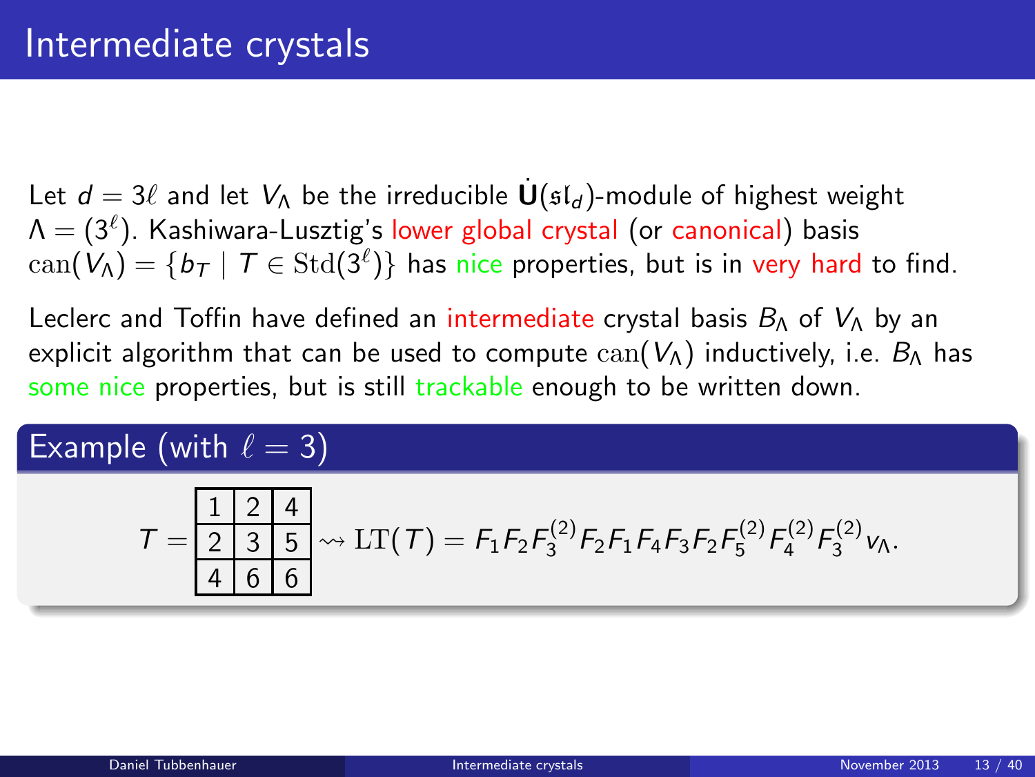# Intermediate crystals

Let $d = 3\ell$ and let $V_\Lambda$ be the irreducible $\dot{\mathbf{U}}(\mathfrak{sl}_d)$-module of highest weight $\Lambda = (3^\ell)$. Kashiwara-Lusztig's lower global crystal (or canonical) basis $\mathrm{can}(V_\Lambda) = \{b_T \mid T \in \mathrm{Std}(3^\ell)\}$ has nice properties, but is in very hard to find.

Leclerc and Toffin have defined an intermediate crystal basis $B_\Lambda$ of $V_\Lambda$ by an explicit algorithm that can be used to compute $\mathrm{can}(V_\Lambda)$ inductively, i.e. $B_\Lambda$ has some nice properties, but is still trackable enough to be written down.

## Example (with $\ell = 3$)

$$T = \begin{array}{|c|c|c|}\hline 1 & 2 & 4 \\ \hline 2 & 3 & 5 \\ \hline 4 & 6 & 6 \\ \hline \end{array} \rightsquigarrow \mathrm{LT}(T) = F_1 F_2 F_3^{(2)} F_2 F_1 F_4 F_3 F_2 F_5^{(2)} F_4^{(2)} F_3^{(2)} v_\Lambda.$$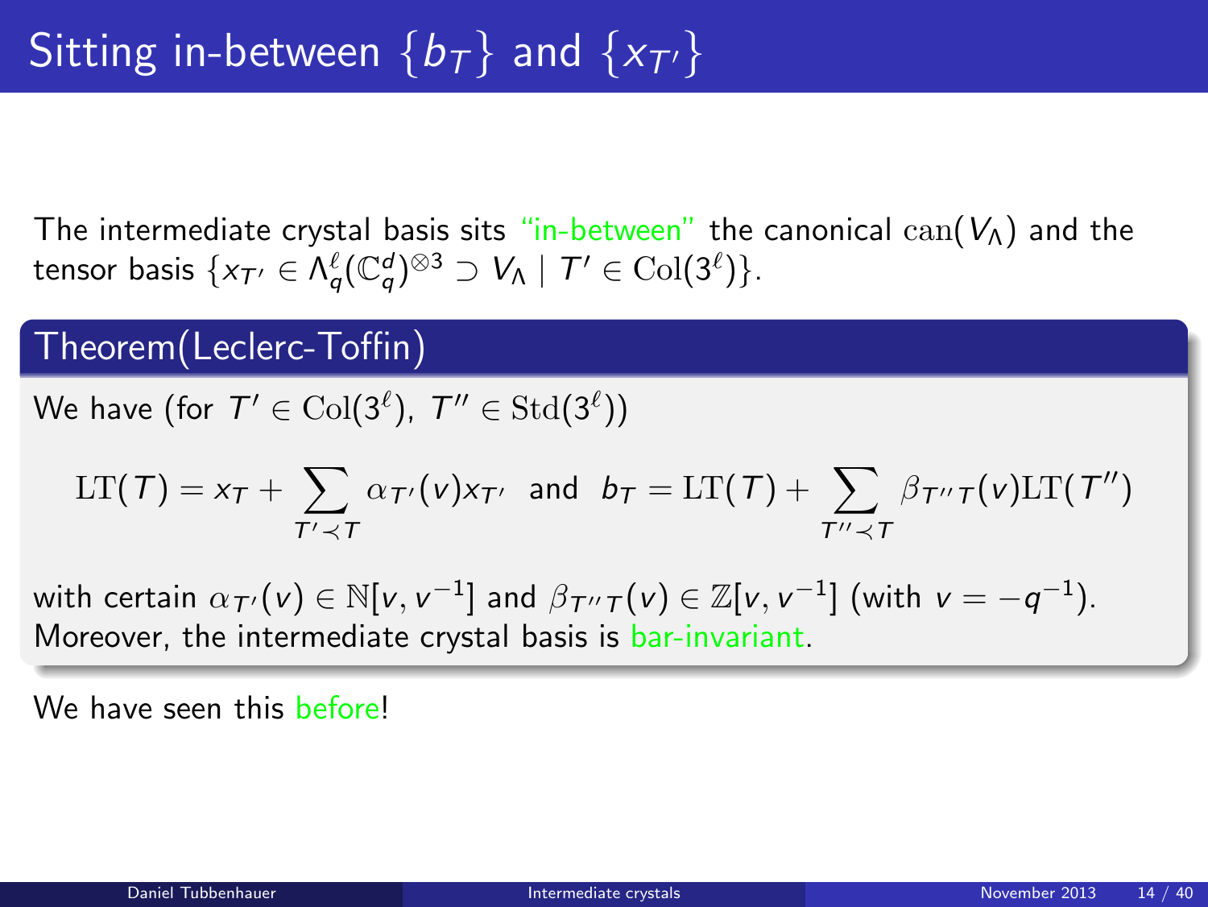# Sitting in-between $\{b_T\}$ and $\{x_{T'}\}$

The intermediate crystal basis sits "in-between" the canonical $\mathrm{can}(V_\Lambda)$ and the tensor basis $\{x_{T'} \in \Lambda_q^\ell(\mathbb{C}_q^d)^{\otimes 3} \supset V_\Lambda \mid T' \in \mathrm{Col}(3^\ell)\}$.

## Theorem(Leclerc-Toffin)

We have (for $T' \in \mathrm{Col}(3^\ell)$, $T'' \in \mathrm{Std}(3^\ell)$)

$$\mathrm{LT}(T) = x_T + \sum_{T' \prec T} \alpha_{T'}(v) x_{T'} \text{ and } b_T = \mathrm{LT}(T) + \sum_{T'' \prec T} \beta_{T''T}(v) \mathrm{LT}(T'')$$

with certain $\alpha_{T'}(v) \in \mathbb{N}[v, v^{-1}]$ and $\beta_{T''T}(v) \in \mathbb{Z}[v, v^{-1}]$ (with $v = -q^{-1}$). Moreover, the intermediate crystal basis is bar-invariant.

We have seen this before!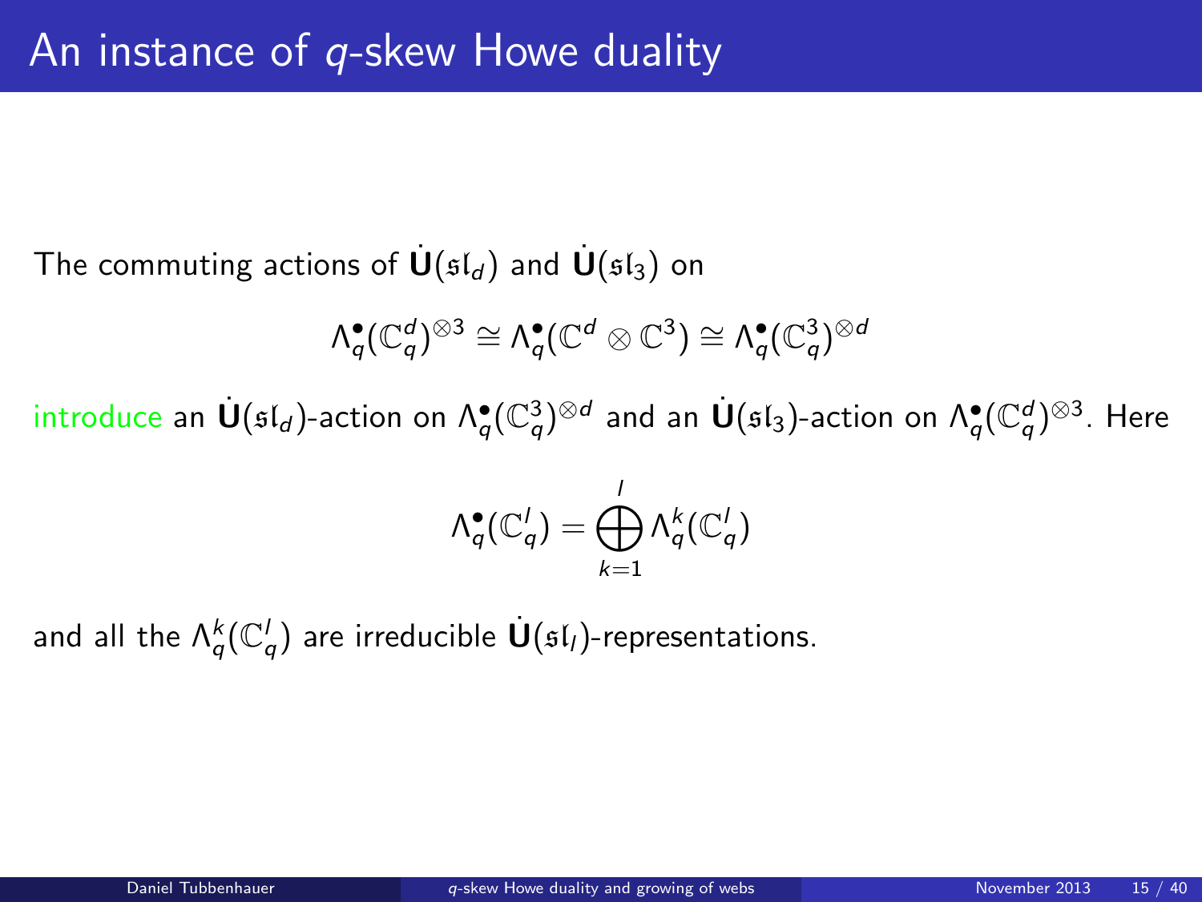# An instance of $q$-skew Howe duality

The commuting actions of $\dot{\mathbf{U}}(\mathfrak{sl}_d)$ and $\dot{\mathbf{U}}(\mathfrak{sl}_3)$ on

$$\Lambda_q^\bullet(\mathbb{C}_q^d)^{\otimes 3} \cong \Lambda_q^\bullet(\mathbb{C}^d \otimes \mathbb{C}^3) \cong \Lambda_q^\bullet(\mathbb{C}_q^3)^{\otimes d}$$

introduce an $\dot{\mathbf{U}}(\mathfrak{sl}_d)$-action on $\Lambda_q^\bullet(\mathbb{C}_q^3)^{\otimes d}$ and an $\dot{\mathbf{U}}(\mathfrak{sl}_3)$-action on $\Lambda_q^\bullet(\mathbb{C}_q^d)^{\otimes 3}$. Here

$$\Lambda_q^\bullet(\mathbb{C}_q^l) = \bigoplus_{k=1}^{l} \Lambda_q^k(\mathbb{C}_q^l)$$

and all the $\Lambda_q^k(\mathbb{C}_q^l)$ are irreducible $\dot{\mathbf{U}}(\mathfrak{sl}_l)$-representations.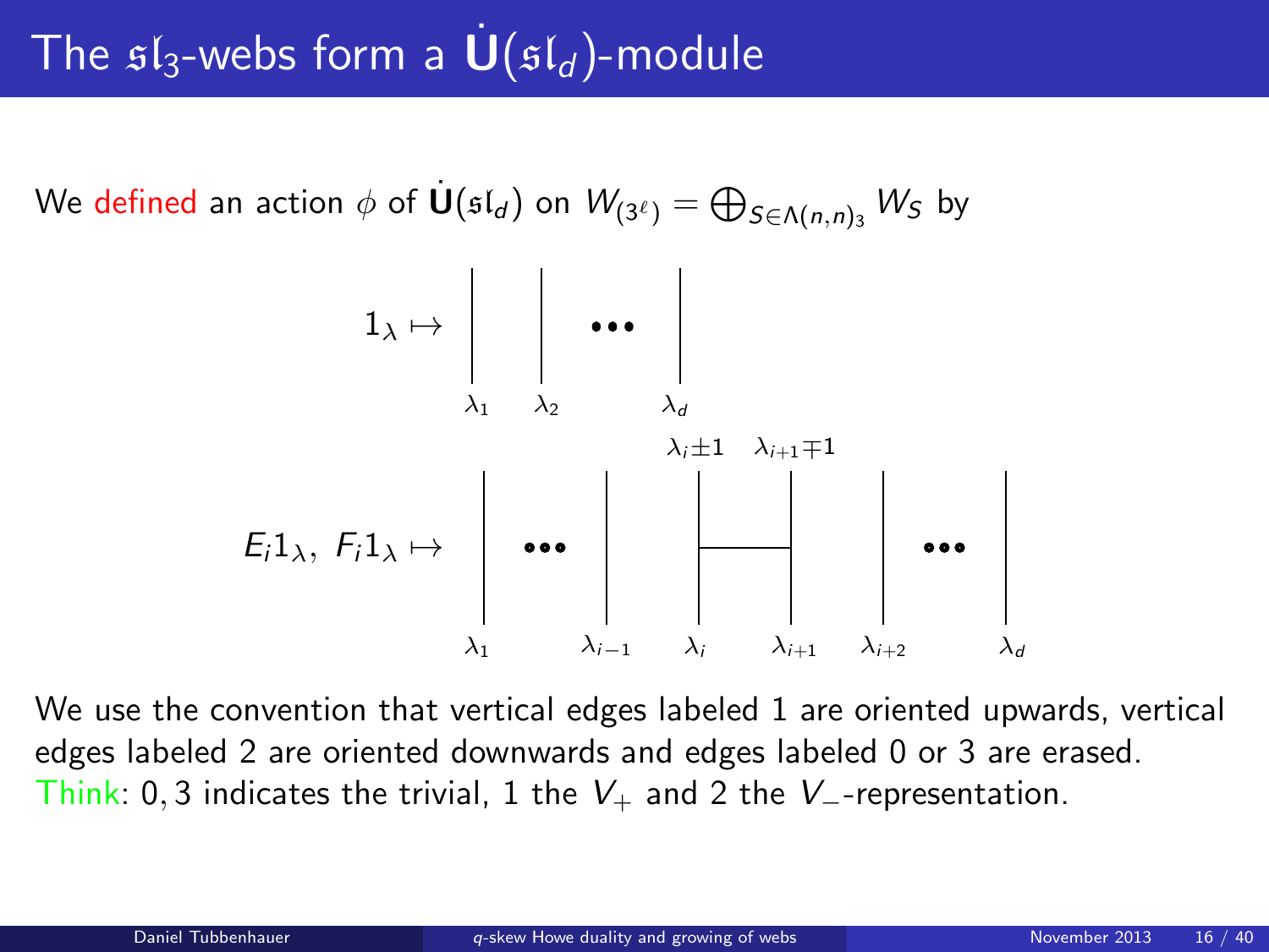# The $\mathfrak{sl}_3$-webs form a $\dot{\mathbf{U}}(\mathfrak{sl}_d)$-module

We defined an action $\phi$ of $\dot{\mathbf{U}}(\mathfrak{sl}_d)$ on $W_{(3^\ell)} = \bigoplus_{S \in \Lambda(n,n)_3} W_S$ by

$1_\lambda \mapsto$ [vertical strands labeled $\lambda_1$, $\lambda_2$, $\cdots$, $\lambda_d$]

$E_i 1_\lambda,\ F_i 1_\lambda \mapsto$ [vertical strands labeled $\lambda_1$, $\cdots$, $\lambda_{i-1}$; strands $\lambda_i$ and $\lambda_{i+1}$ joined by a horizontal edge, with top labels $\lambda_i \pm 1$ and $\lambda_{i+1} \mp 1$; strands $\lambda_{i+2}$, $\cdots$, $\lambda_d$]

We use the convention that vertical edges labeled 1 are oriented upwards, vertical edges labeled 2 are oriented downwards and edges labeled 0 or 3 are erased. Think: $0,3$ indicates the trivial, 1 the $V_+$ and 2 the $V_-$-representation.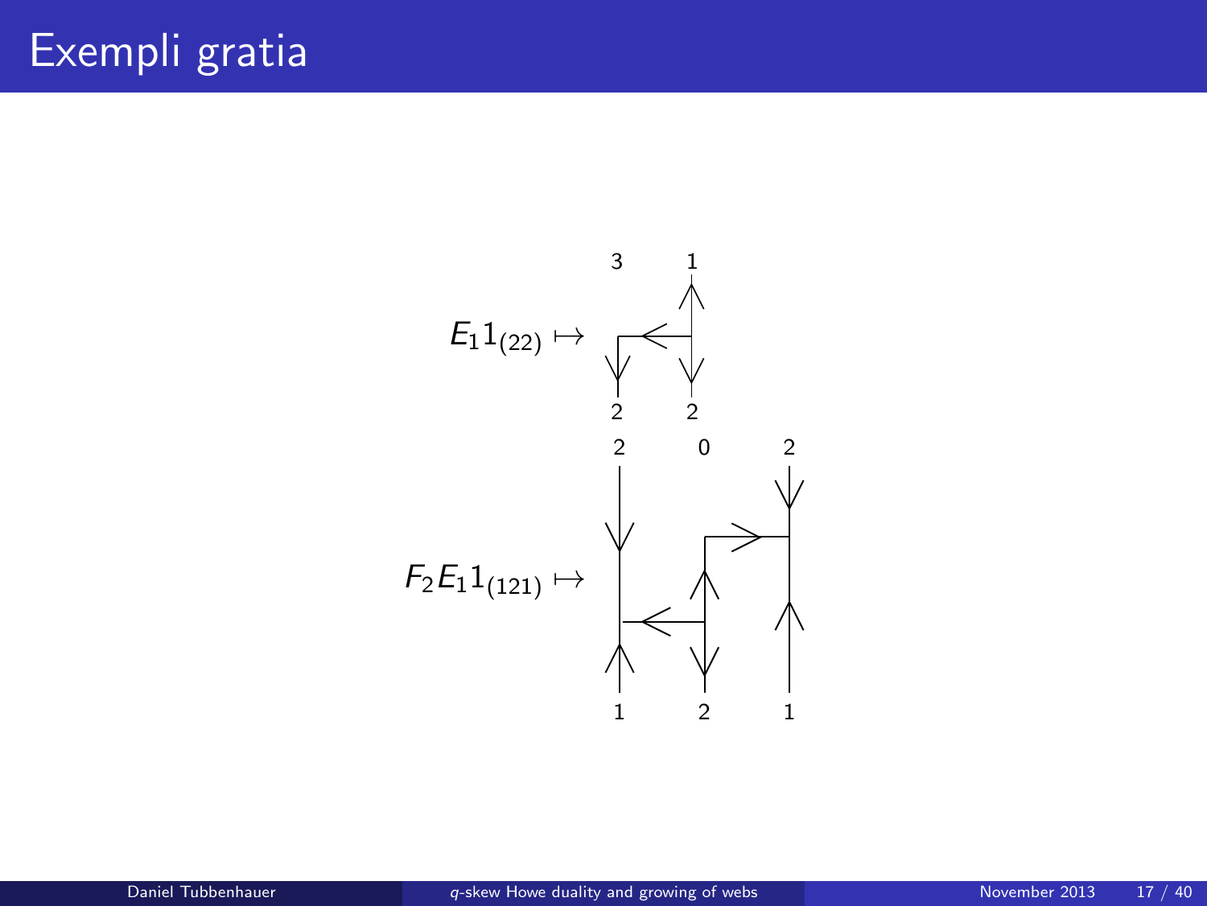# Exempli gratia

$E_1 1_{(22)} \mapsto$

$F_2 E_1 1_{(121)} \mapsto$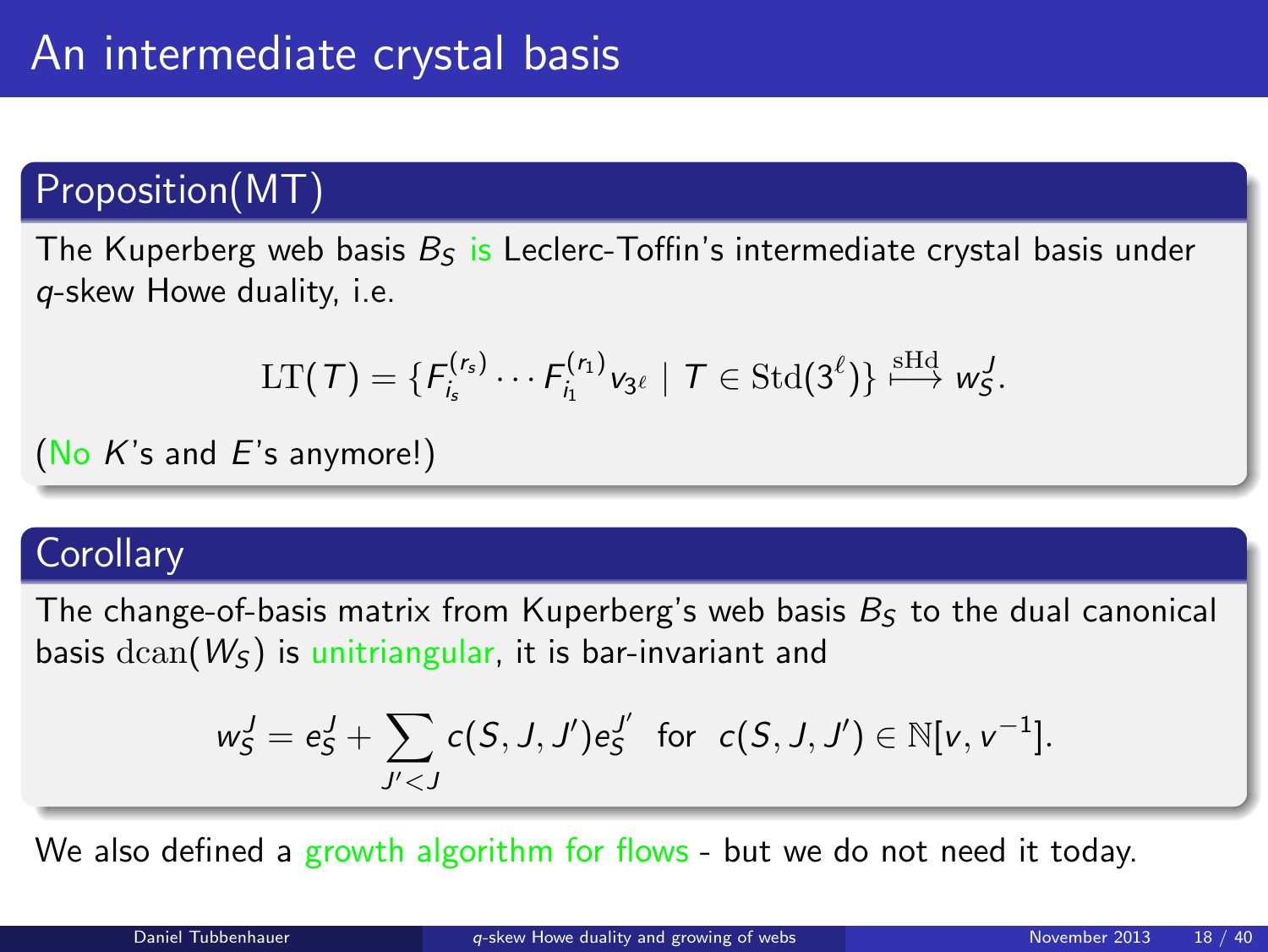# An intermediate crystal basis

## Proposition(MT)

The Kuperberg web basis $B_S$ is Leclerc-Toffin's intermediate crystal basis under $q$-skew Howe duality, i.e.

$$\mathrm{LT}(T) = \{F_{i_s}^{(r_s)} \cdots F_{i_1}^{(r_1)} v_{3^\ell} \mid T \in \mathrm{Std}(3^\ell)\} \overset{\mathrm{sHd}}{\longmapsto} w_S^J.$$

(No $K$'s and $E$'s anymore!)

## Corollary

The change-of-basis matrix from Kuperberg's web basis $B_S$ to the dual canonical basis $\mathrm{dcan}(W_S)$ is unitriangular, it is bar-invariant and

$$w_S^J = e_S^J + \sum_{J' < J} c(S, J, J') e_S^{J'} \text{ for } c(S, J, J') \in \mathbb{N}[v, v^{-1}].$$

We also defined a growth algorithm for flows - but we do not need it today.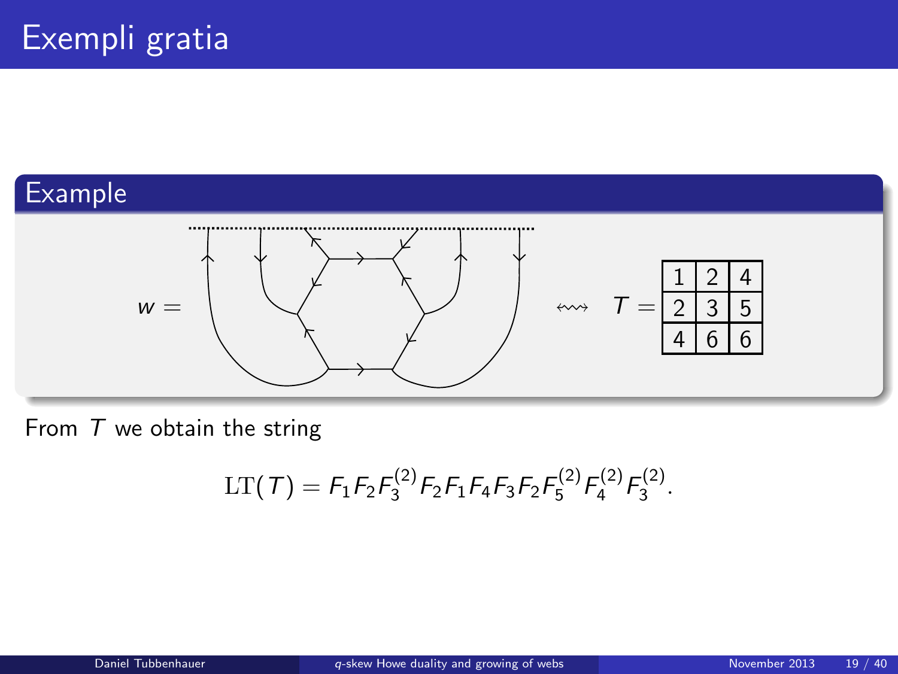# Exempli gratia

## Example

$w =$ ⟷ $T =$

| 1 | 2 | 4 |
|---|---|---|
| 2 | 3 | 5 |
| 4 | 6 | 6 |

From $T$ we obtain the string

$$\mathrm{LT}(T) = F_1 F_2 F_3^{(2)} F_2 F_1 F_4 F_3 F_2 F_5^{(2)} F_4^{(2)} F_3^{(2)}.$$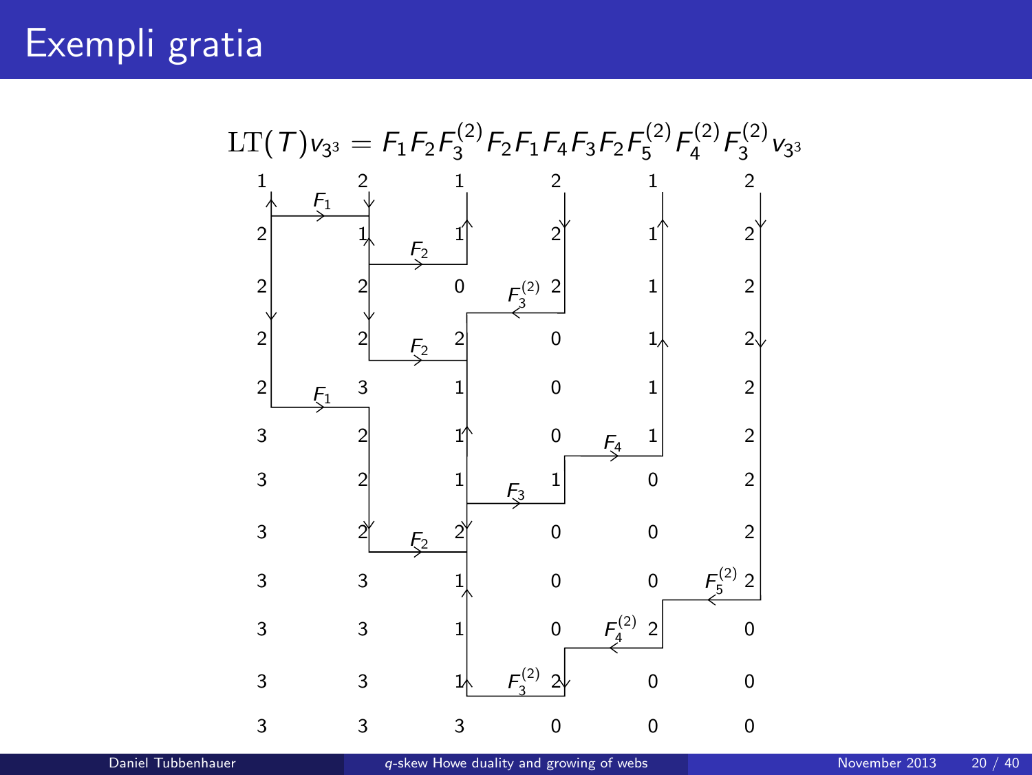# Exempli gratia

$$\mathrm{LT}(T)v_{3^3} = F_1F_2F_3^{(2)}F_2F_1F_4F_3F_2F_5^{(2)}F_4^{(2)}F_3^{(2)}v_{3^3}$$

| | | | | | |
|---|---|---|---|---|---|
| 1 | 2 | 1 | 2 | 1 | 2 |
| 2 | 1 | 1 | 2 | 1 | 2 |
| 2 | 2 | 0 | 2 | 1 | 2 |
| 2 | 2 | 2 | 0 | 1 | 2 |
| 2 | 3 | 1 | 0 | 1 | 2 |
| 3 | 2 | 1 | 0 | 1 | 2 |
| 3 | 2 | 1 | 1 | 0 | 2 |
| 3 | 2 | 2 | 0 | 0 | 2 |
| 3 | 3 | 1 | 0 | 0 | 2 |
| 3 | 3 | 1 | 0 | 2 | 0 |
| 3 | 3 | 1 | 2 | 0 | 0 |
| 3 | 3 | 3 | 0 | 0 | 0 |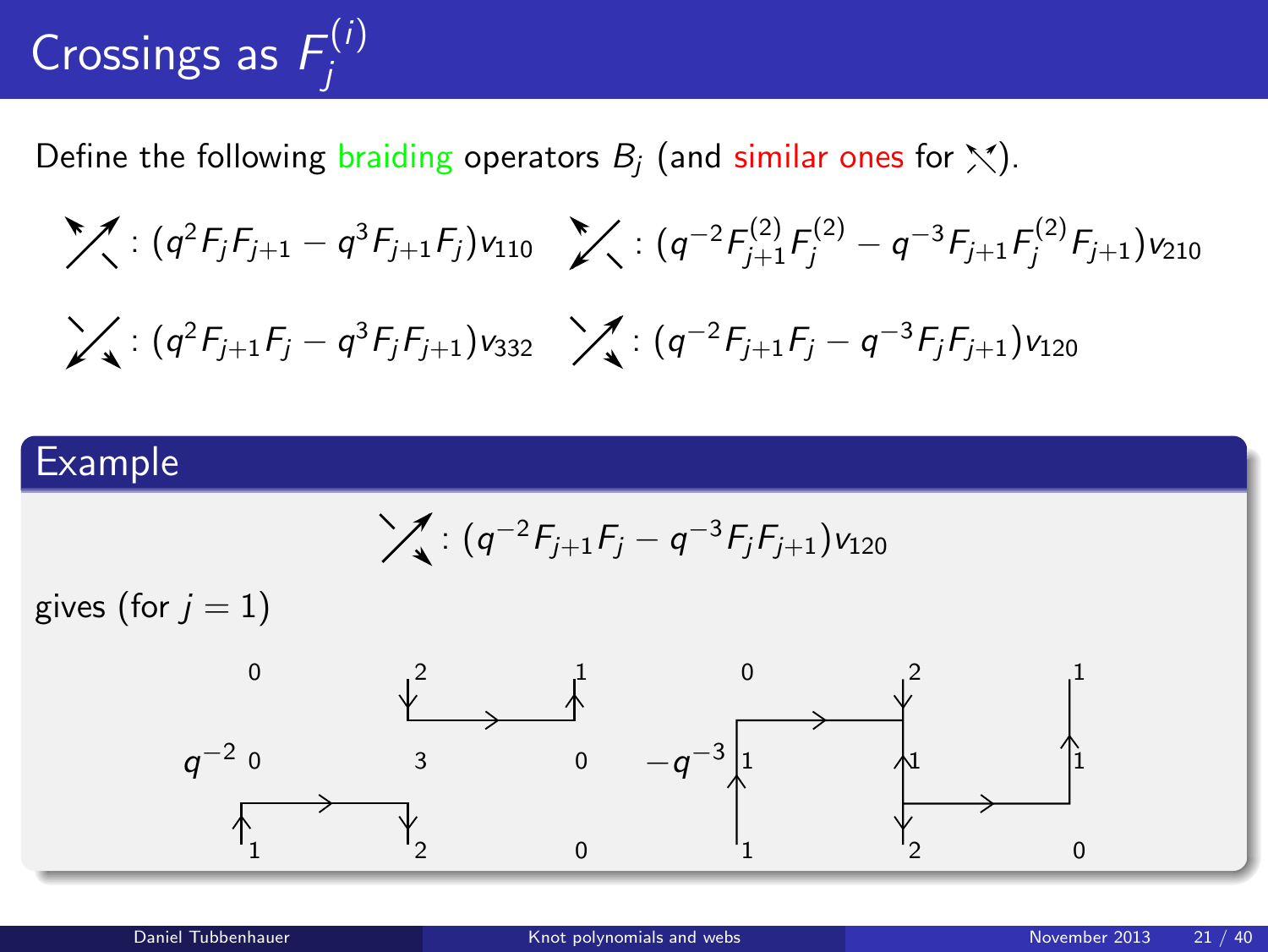# Crossings as $F_j^{(i)}$

Define the following braiding operators $B_j$ (and similar ones for ⤫).

: $(q^2 F_j F_{j+1} - q^3 F_{j+1} F_j) v_{110}$  : $(q^{-2} F_{j+1}^{(2)} F_j^{(2)} - q^{-3} F_{j+1} F_j^{(2)} F_{j+1}) v_{210}$

: $(q^2 F_{j+1} F_j - q^3 F_j F_{j+1}) v_{332}$  : $(q^{-2} F_{j+1} F_j - q^{-3} F_j F_{j+1}) v_{120}$

## Example

: $(q^{-2} F_{j+1} F_j - q^{-3} F_j F_{j+1}) v_{120}$

gives (for $j = 1$)

$q^{-2}$ 0 2 1 / 0 3 0 / 1 2 0  $-q^{-3}$ 0 2 1 / 1 1 1 / 1 2 0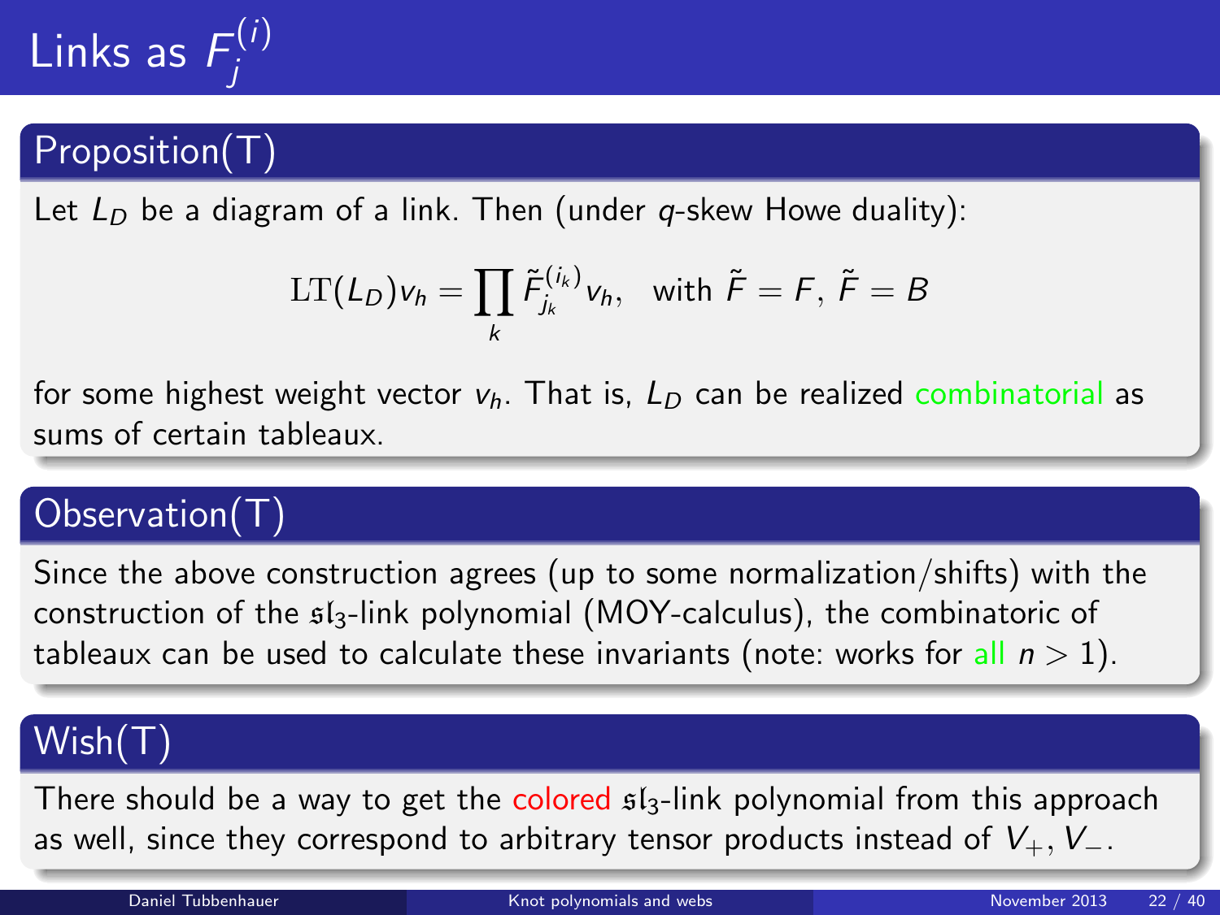# Links as $F_j^{(i)}$

## Proposition(T)

Let $L_D$ be a diagram of a link. Then (under $q$-skew Howe duality):

$$\mathrm{LT}(L_D)v_h = \prod_k \tilde{F}_{j_k}^{(i_k)} v_h, \quad \text{with } \tilde{F} = F,\ \tilde{F} = B$$

for some highest weight vector $v_h$. That is, $L_D$ can be realized combinatorial as sums of certain tableaux.

## Observation(T)

Since the above construction agrees (up to some normalization/shifts) with the construction of the $\mathfrak{sl}_3$-link polynomial (MOY-calculus), the combinatoric of tableaux can be used to calculate these invariants (note: works for all $n > 1$).

## Wish(T)

There should be a way to get the colored $\mathfrak{sl}_3$-link polynomial from this approach as well, since they correspond to arbitrary tensor products instead of $V_+, V_-$.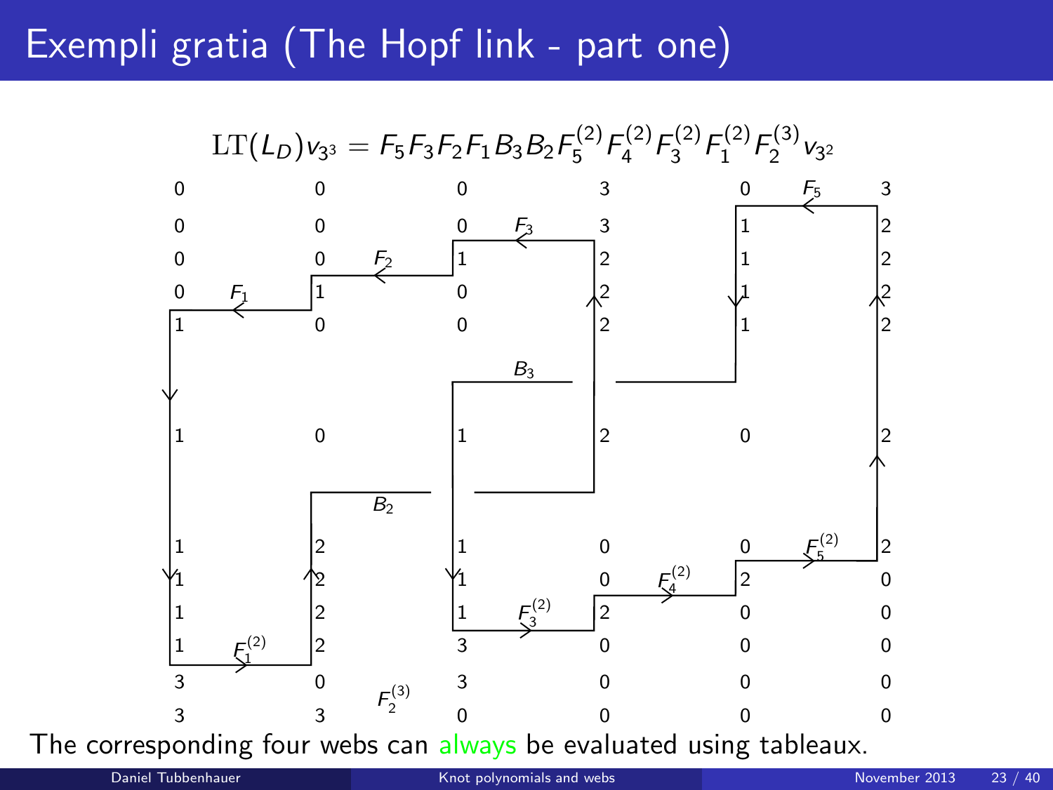# Exempli gratia (The Hopf link - part one)

$$\mathrm{LT}(L_D)v_{3^3} = F_5F_3F_2F_1B_3B_2F_5^{(2)}F_4^{(2)}F_3^{(2)}F_1^{(2)}F_2^{(3)}v_{3^2}$$

The corresponding four webs can always be evaluated using tableaux.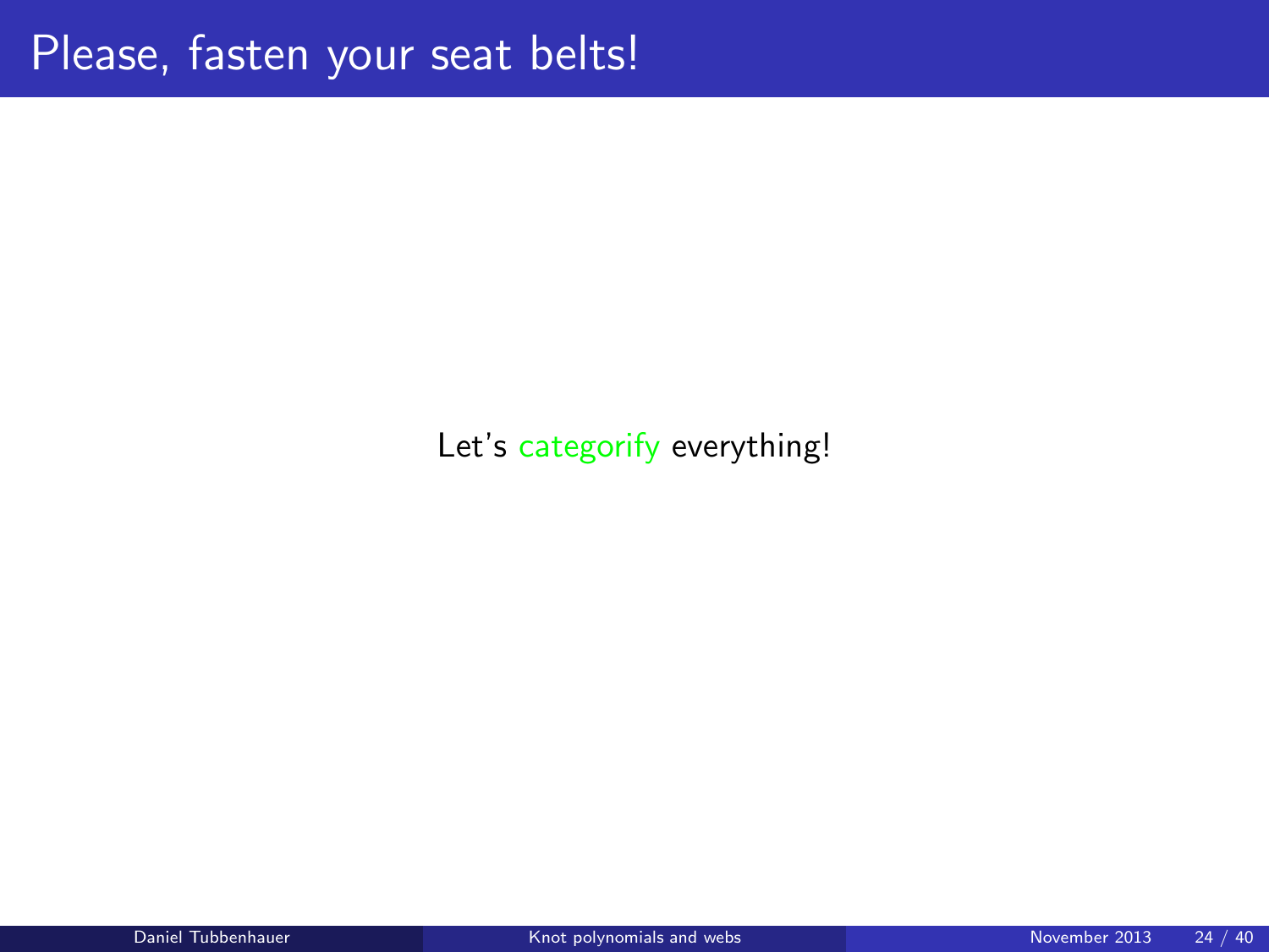# Please, fasten your seat belts!

Let's categorify everything!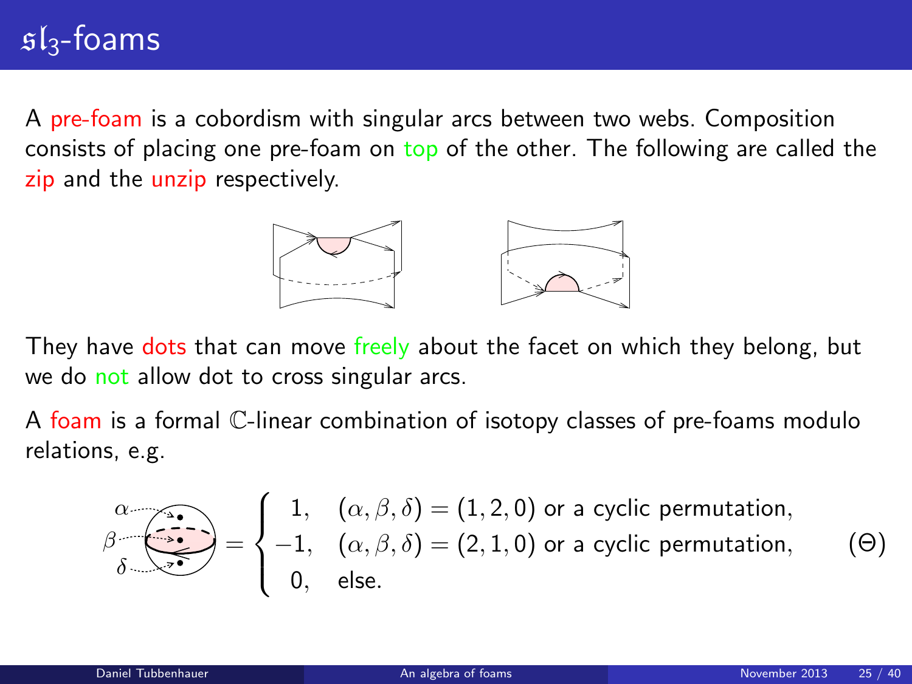# $\mathfrak{sl}_3$-foams

A pre-foam is a cobordism with singular arcs between two webs. Composition consists of placing one pre-foam on top of the other. The following are called the zip and the unzip respectively.

They have dots that can move freely about the facet on which they belong, but we do not allow dot to cross singular arcs.

A foam is a formal $\mathbb{C}$-linear combination of isotopy classes of pre-foams modulo relations, e.g.

$$\Theta(\alpha,\beta,\delta) = \begin{cases} 1, & (\alpha,\beta,\delta) = (1,2,0) \text{ or a cyclic permutation,} \\ -1, & (\alpha,\beta,\delta) = (2,1,0) \text{ or a cyclic permutation,} \\ 0, & \text{else.} \end{cases} \qquad (\Theta)$$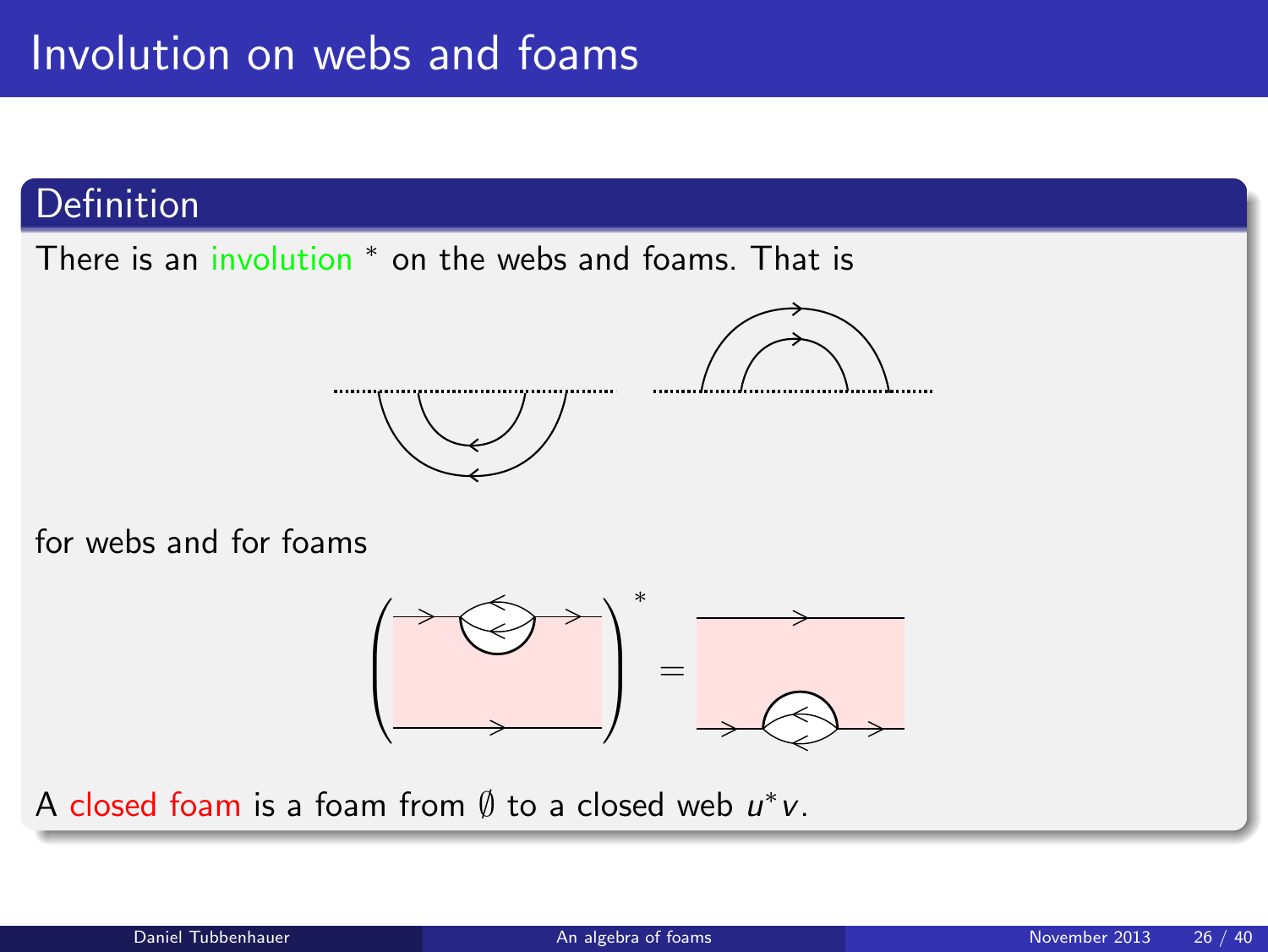# Involution on webs and foams

## Definition

There is an involution $^*$ on the webs and foams. That is

for webs and for foams

$$\left( \quad \right)^* = $$

A closed foam is a foam from $\emptyset$ to a closed web $u^*v$.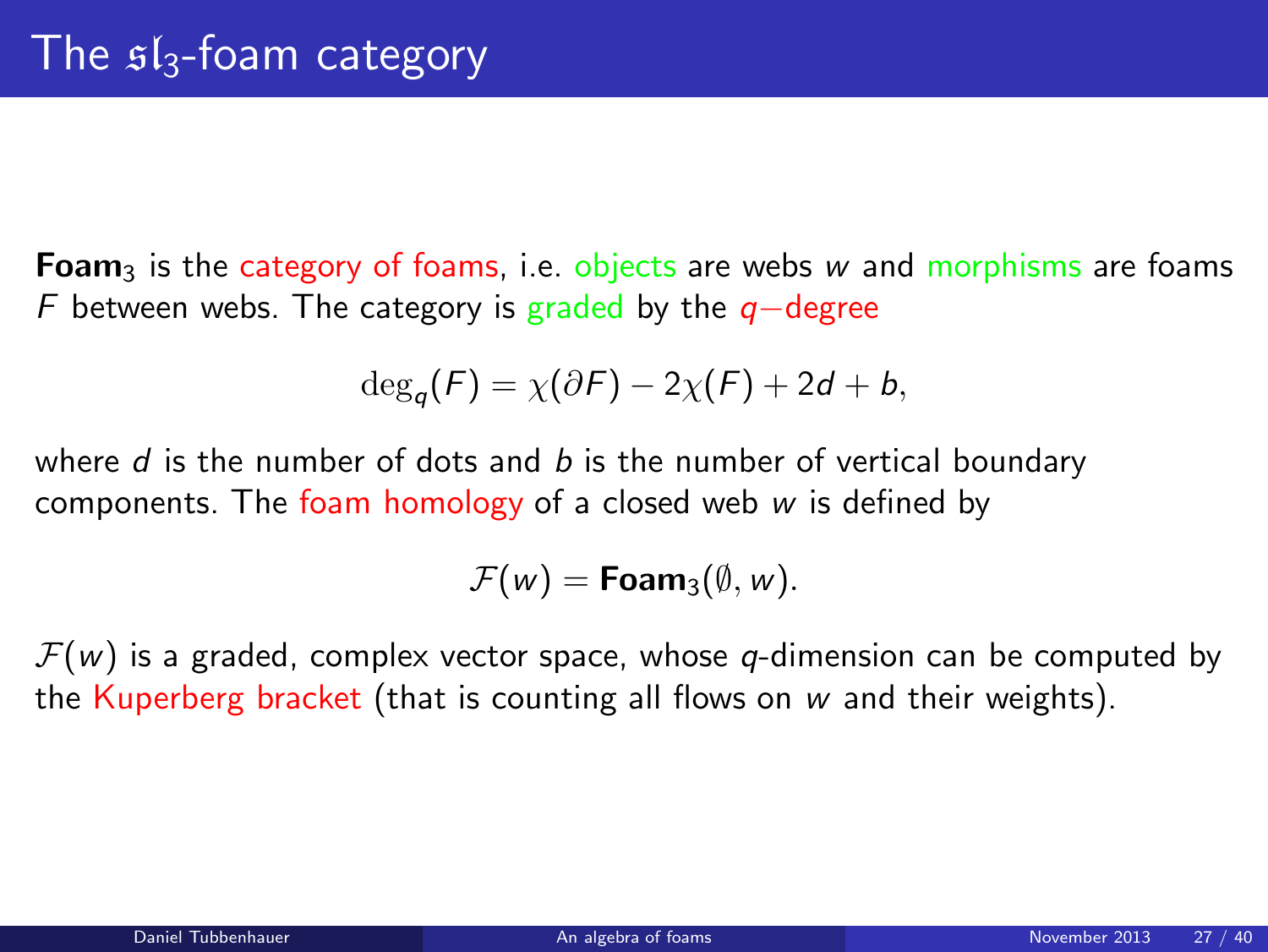# The $\mathfrak{sl}_3$-foam category

**Foam**$_3$ is the category of foams, i.e. objects are webs $w$ and morphisms are foams $F$ between webs. The category is graded by the $q-$degree

$$\deg_q(F) = \chi(\partial F) - 2\chi(F) + 2d + b,$$

where $d$ is the number of dots and $b$ is the number of vertical boundary components. The foam homology of a closed web $w$ is defined by

$$\mathcal{F}(w) = \mathbf{Foam}_3(\emptyset, w).$$

$\mathcal{F}(w)$ is a graded, complex vector space, whose $q$-dimension can be computed by the Kuperberg bracket (that is counting all flows on $w$ and their weights).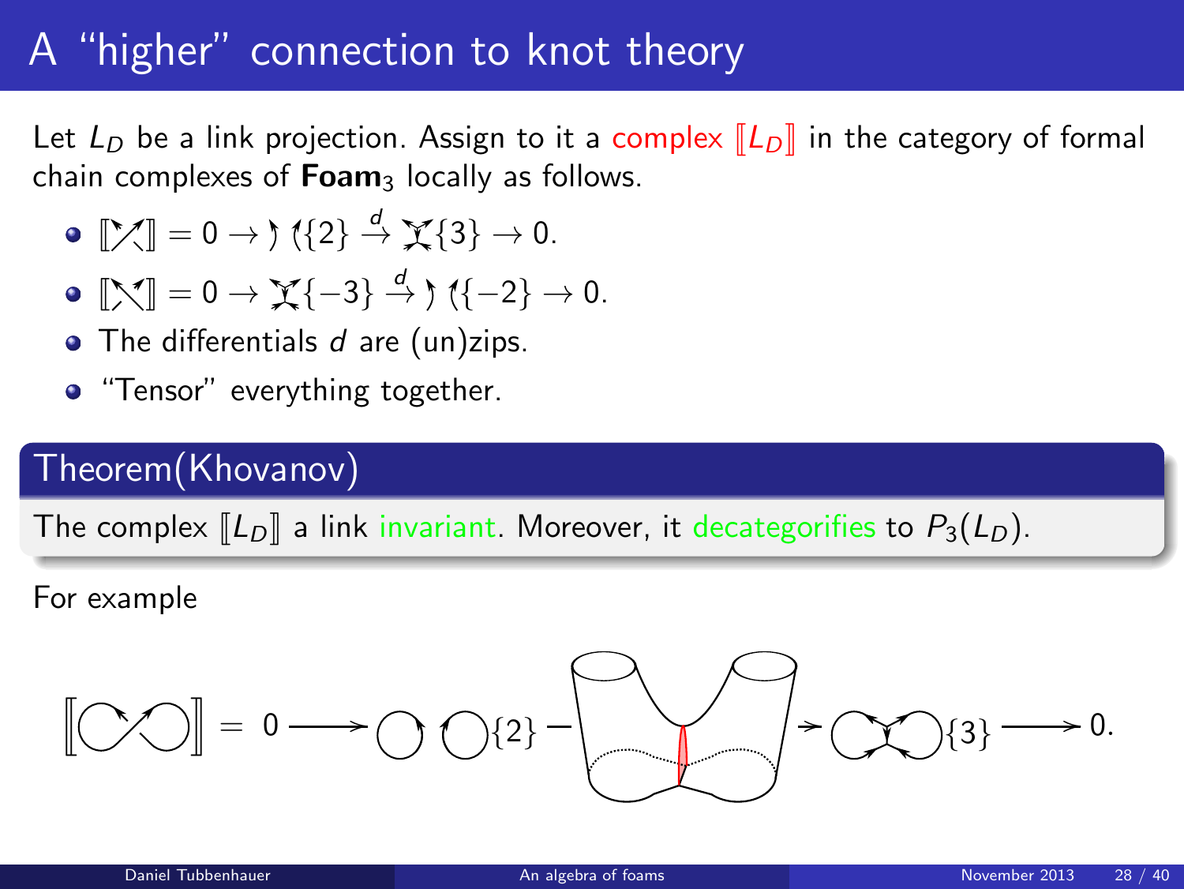# A "higher" connection to knot theory

Let $L_D$ be a link projection. Assign to it a complex $[\![L_D]\!]$ in the category of formal chain complexes of $\mathbf{Foam}_3$ locally as follows.

- $[\![\text{⤯}]\!] = 0 \to \text{)(}\{2\} \xrightarrow{d} \text{)(}\{3\} \to 0.$
- $[\![\text{⤰}]\!] = 0 \to \text{)(}\{-3\} \xrightarrow{d} \text{)(}\{-2\} \to 0.$
- The differentials $d$ are (un)zips.
- "Tensor" everything together.

## Theorem(Khovanov)

The complex $[\![L_D]\!]$ a link invariant. Moreover, it decategorifies to $P_3(L_D)$.

For example

$$[\![\infty]\!] = 0 \longrightarrow \bigcirc\ \bigcirc\{2\} \longrightarrow \bigcirc\!\!\bigcirc\{3\} \longrightarrow 0.$$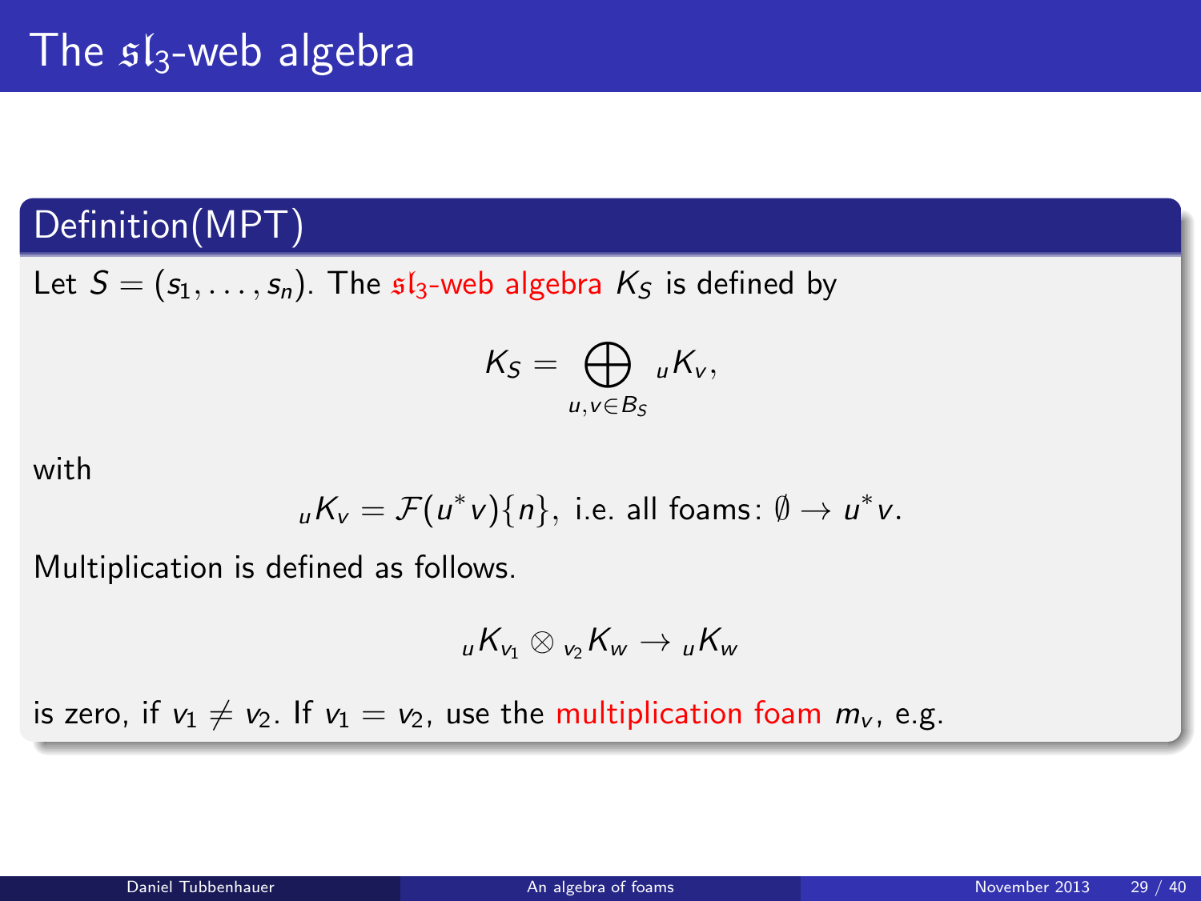# The $\mathfrak{sl}_3$-web algebra

## Definition(MPT)

Let $S = (s_1, \ldots, s_n)$. The $\mathfrak{sl}_3$-web algebra $K_S$ is defined by

$$K_S = \bigoplus_{u,v \in B_S} {}_uK_v,$$

with

$${}_uK_v = \mathcal{F}(u^*v)\{n\}, \text{ i.e. all foams: } \emptyset \to u^*v.$$

Multiplication is defined as follows.

$${}_uK_{v_1} \otimes {}_{v_2}K_w \to {}_uK_w$$

is zero, if $v_1 \neq v_2$. If $v_1 = v_2$, use the multiplication foam $m_v$, e.g.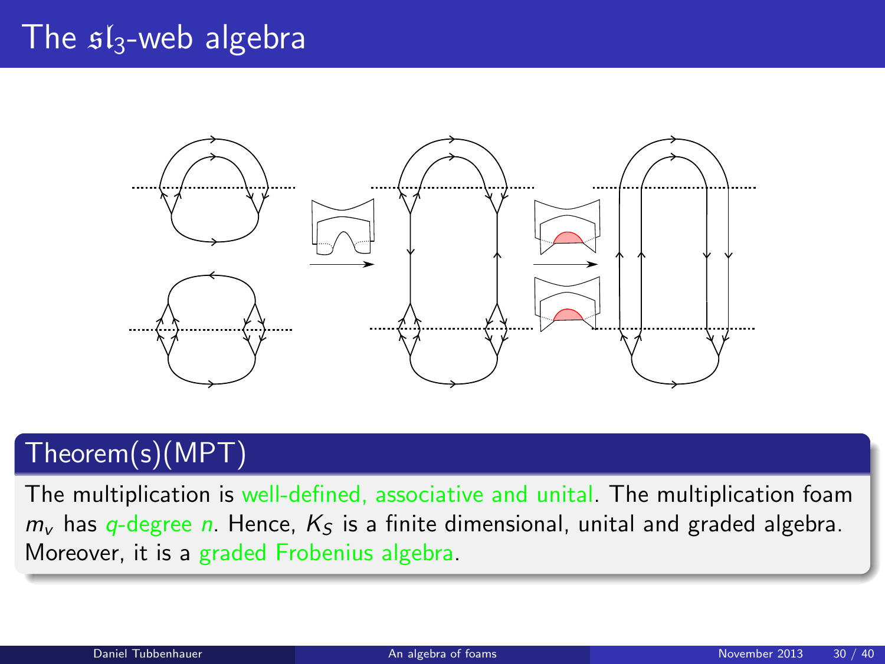# The $\mathfrak{sl}_3$-web algebra

## Theorem(s)(MPT)

The multiplication is well-defined, associative and unital. The multiplication foam $m_v$ has $q$-degree $n$. Hence, $K_S$ is a finite dimensional, unital and graded algebra. Moreover, it is a graded Frobenius algebra.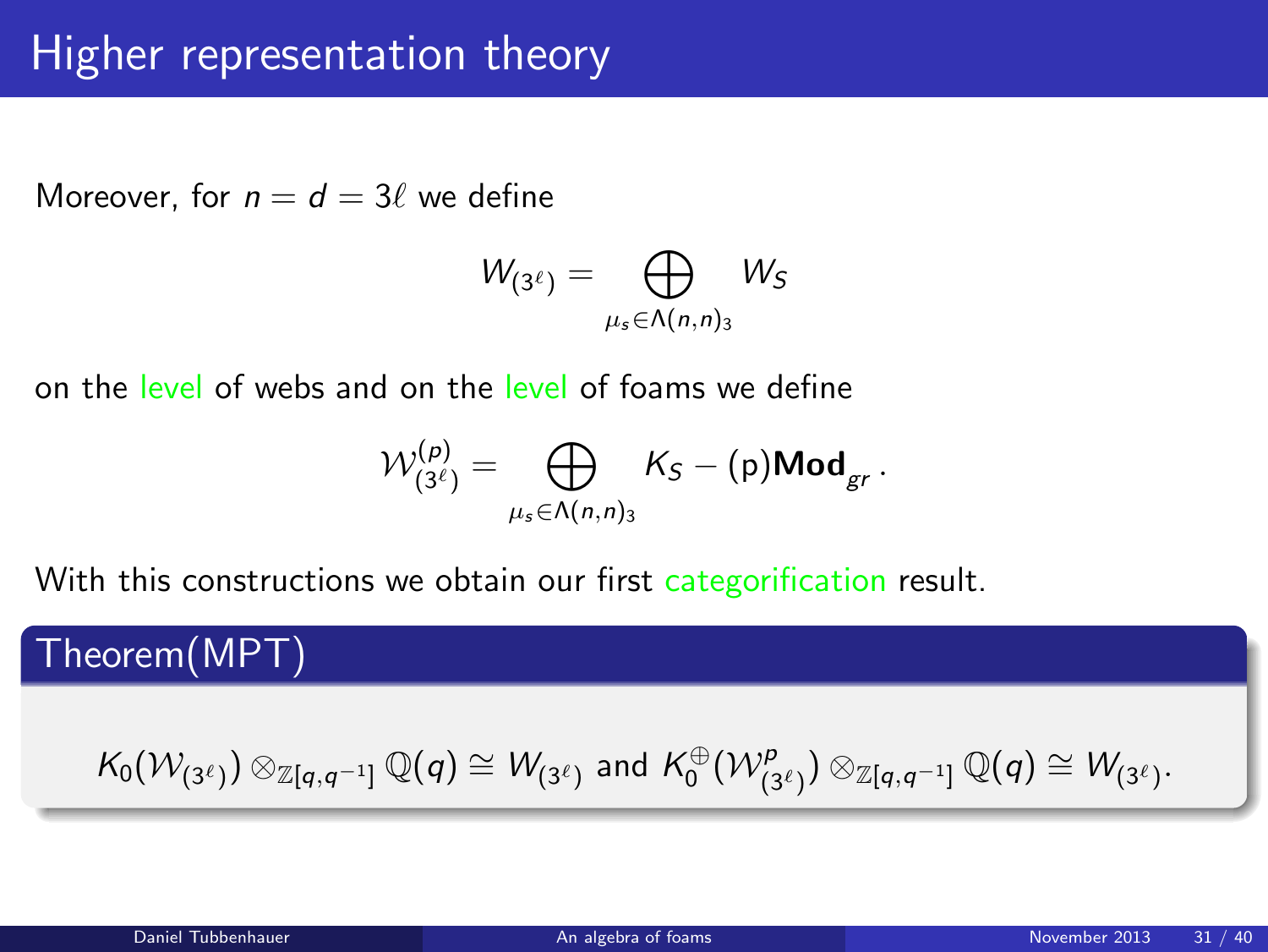# Higher representation theory

Moreover, for $n = d = 3\ell$ we define

$$W_{(3^\ell)} = \bigoplus_{\mu_s \in \Lambda(n,n)_3} W_S$$

on the level of webs and on the level of foams we define

$$\mathcal{W}^{(p)}_{(3^\ell)} = \bigoplus_{\mu_s \in \Lambda(n,n)_3} K_S - (\mathrm{p})\mathbf{Mod}_{gr}.$$

With this constructions we obtain our first categorification result.

**Theorem(MPT)**

$$K_0(\mathcal{W}_{(3^\ell)}) \otimes_{\mathbb{Z}[q,q^{-1}]} \mathbb{Q}(q) \cong W_{(3^\ell)} \text{ and } K_0^{\oplus}(\mathcal{W}^p_{(3^\ell)}) \otimes_{\mathbb{Z}[q,q^{-1}]} \mathbb{Q}(q) \cong W_{(3^\ell)}.$$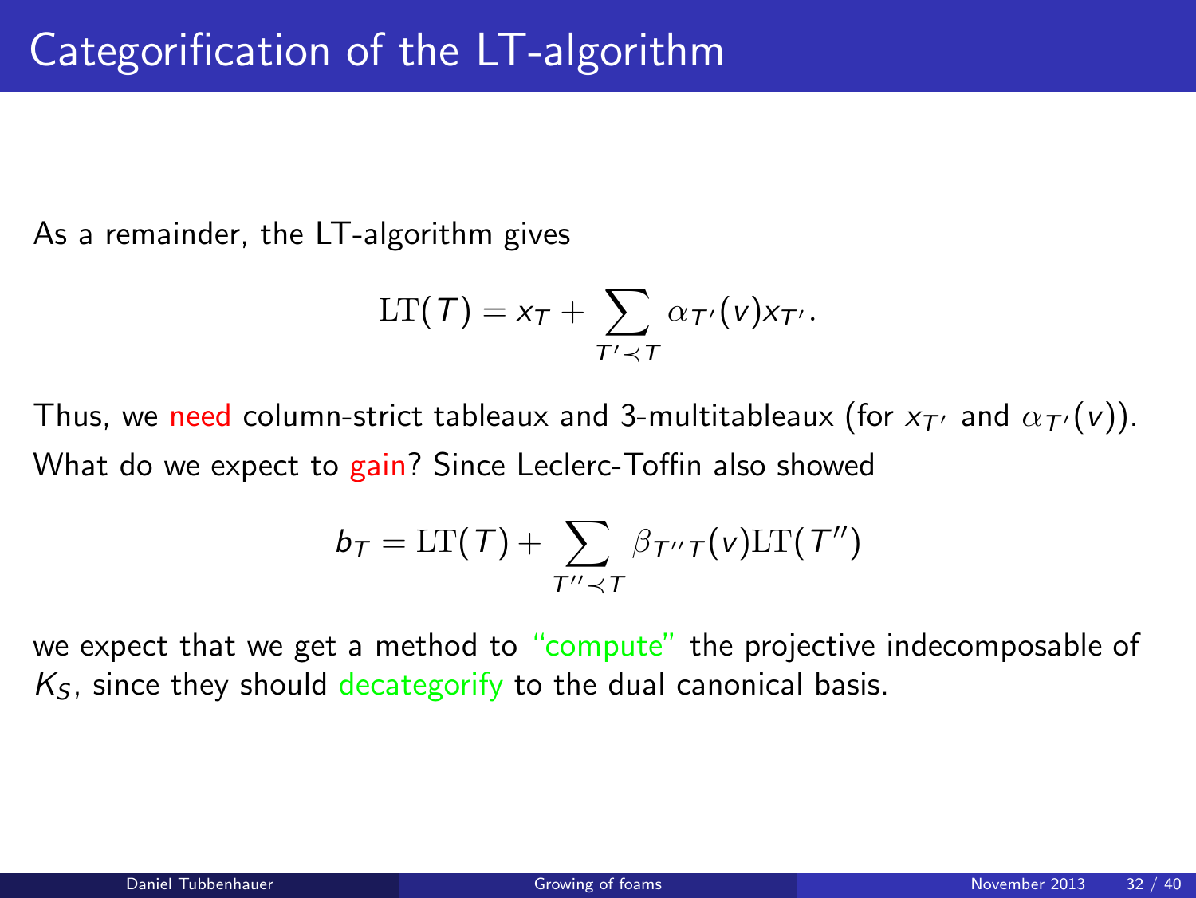# Categorification of the LT-algorithm

As a remainder, the LT-algorithm gives

$$\mathrm{LT}(T) = x_T + \sum_{T' \prec T} \alpha_{T'}(v) x_{T'}.$$

Thus, we need column-strict tableaux and 3-multitableaux (for $x_{T'}$ and $\alpha_{T'}(v)$). What do we expect to gain? Since Leclerc-Toffin also showed

$$b_T = \mathrm{LT}(T) + \sum_{T'' \prec T} \beta_{T''T}(v) \mathrm{LT}(T'')$$

we expect that we get a method to "compute" the projective indecomposable of $K_S$, since they should decategorify to the dual canonical basis.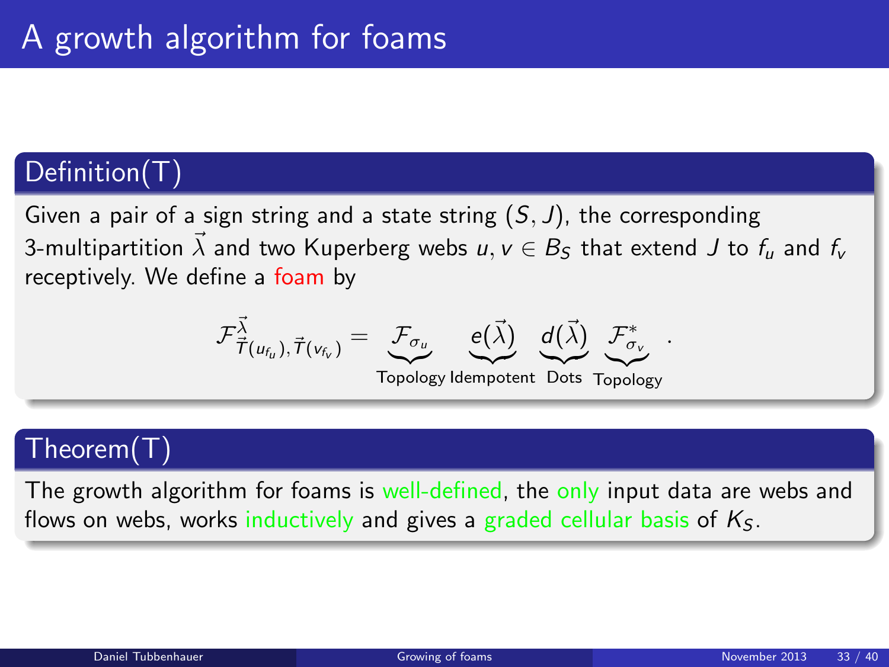# A growth algorithm for foams

## Definition(T)

Given a pair of a sign string and a state string $(S, J)$, the corresponding 3-multipartition $\vec{\lambda}$ and two Kuperberg webs $u, v \in B_S$ that extend $J$ to $f_u$ and $f_v$ receptively. We define a foam by

$$\mathcal{F}^{\vec{\lambda}}_{\vec{T}(u_{f_u}), \vec{T}(v_{f_v})} = \underbrace{\mathcal{F}_{\sigma_u}}_{\text{Topology}} \underbrace{e(\vec{\lambda})}_{\text{Idempotent}} \underbrace{d(\vec{\lambda})}_{\text{Dots}} \underbrace{\mathcal{F}^*_{\sigma_v}}_{\text{Topology}} .$$

## Theorem(T)

The growth algorithm for foams is well-defined, the only input data are webs and flows on webs, works inductively and gives a graded cellular basis of $K_S$.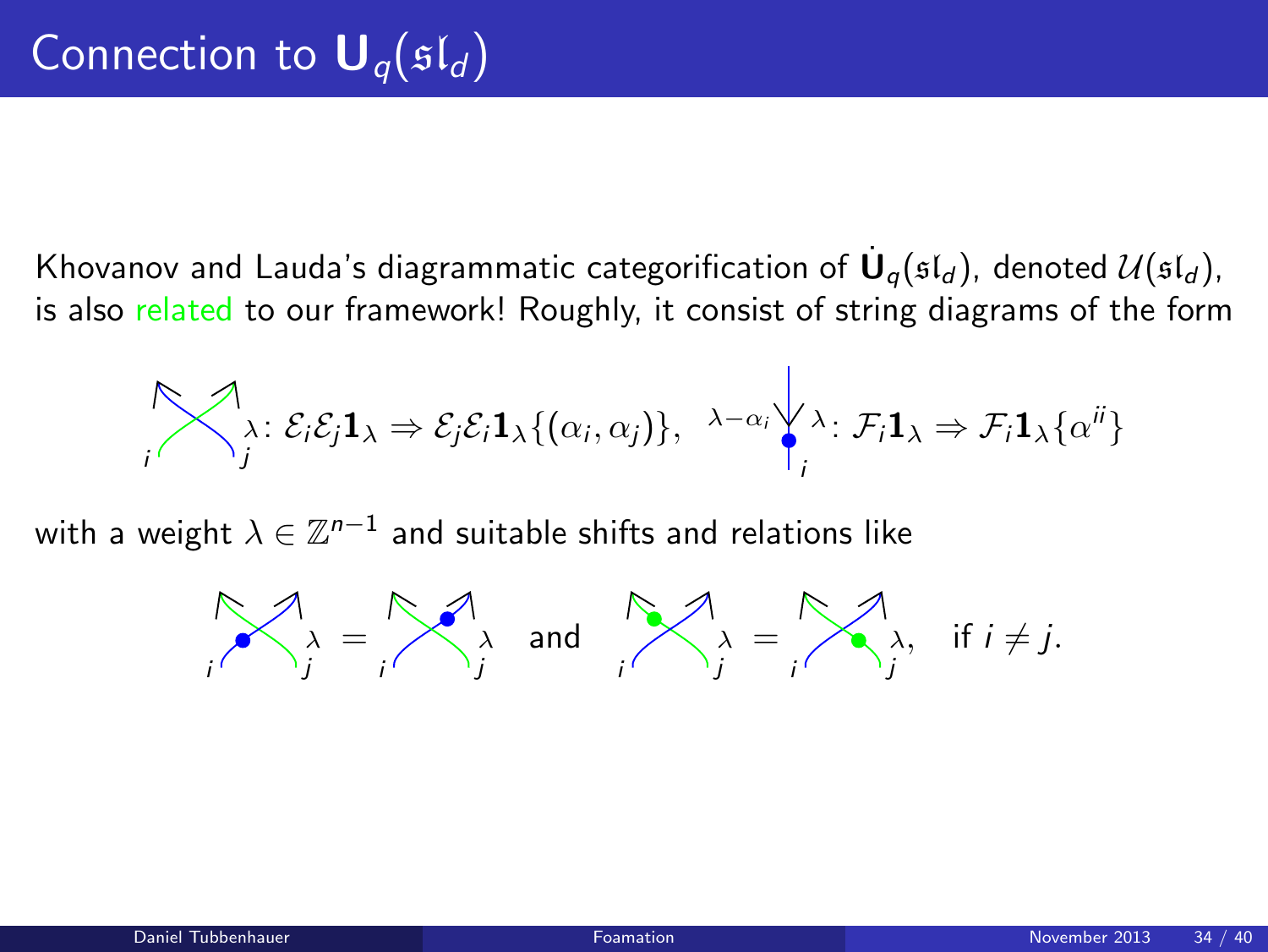# Connection to $\mathbf{U}_q(\mathfrak{sl}_d)$

Khovanov and Lauda's diagrammatic categorification of $\dot{\mathbf{U}}_q(\mathfrak{sl}_d)$, denoted $\mathcal{U}(\mathfrak{sl}_d)$, is also related to our framework! Roughly, it consist of string diagrams of the form

$$\lambda \colon \mathcal{E}_i\mathcal{E}_j\mathbf{1}_\lambda \Rightarrow \mathcal{E}_j\mathcal{E}_i\mathbf{1}_\lambda\{(\alpha_i,\alpha_j)\}, \quad {}^{\lambda-\alpha_i}\ \lambda \colon \mathcal{F}_i\mathbf{1}_\lambda \Rightarrow \mathcal{F}_i\mathbf{1}_\lambda\{\alpha^{ii}\}$$

with a weight $\lambda \in \mathbb{Z}^{n-1}$ and suitable shifts and relations like

$$\lambda = \lambda \quad \text{and} \quad \lambda = \lambda, \quad \text{if } i \neq j.$$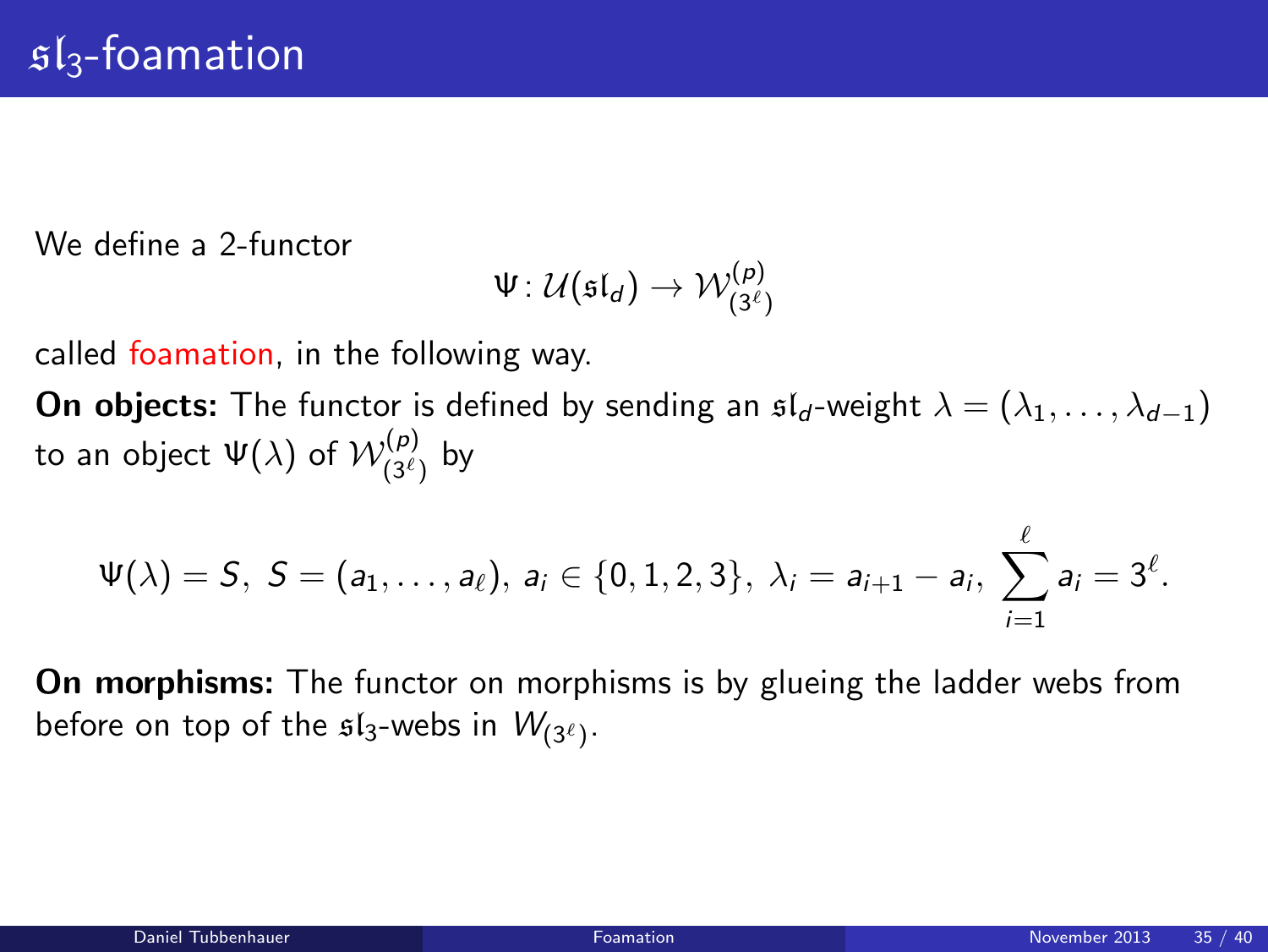# $\mathfrak{sl}_3$-foamation

We define a 2-functor

$$\Psi\colon \mathcal{U}(\mathfrak{sl}_d) \to \mathcal{W}^{(p)}_{(3^\ell)}$$

called foamation, in the following way.

**On objects:** The functor is defined by sending an $\mathfrak{sl}_d$-weight $\lambda = (\lambda_1, \ldots, \lambda_{d-1})$ to an object $\Psi(\lambda)$ of $\mathcal{W}^{(p)}_{(3^\ell)}$ by

$$\Psi(\lambda) = S,\ S = (a_1, \ldots, a_\ell),\ a_i \in \{0,1,2,3\},\ \lambda_i = a_{i+1} - a_i,\ \sum_{i=1}^{\ell} a_i = 3^\ell.$$

**On morphisms:** The functor on morphisms is by glueing the ladder webs from before on top of the $\mathfrak{sl}_3$-webs in $W_{(3^\ell)}$.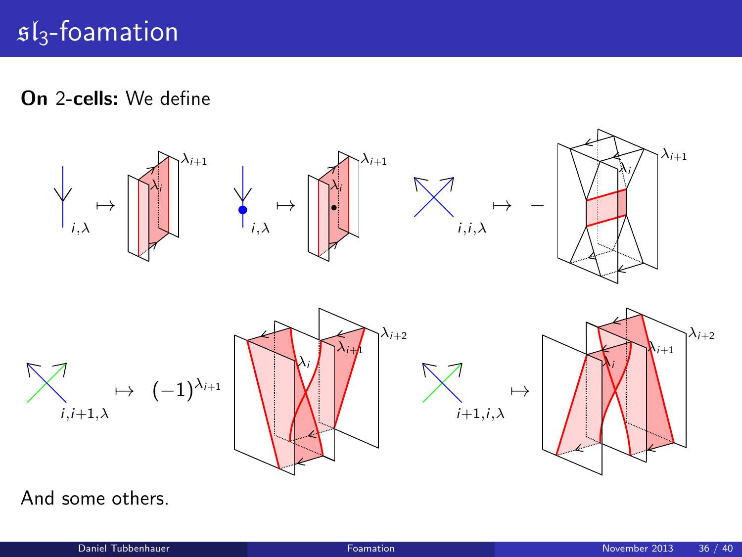# $\mathfrak{sl}_3$-foamation

**On** 2-**cells:** We define

$i,\lambda \mapsto$ $\lambda_{i+1}$ $\lambda_i$ $\qquad i,\lambda \mapsto$ $\lambda_{i+1}$ $\lambda_i$ $\qquad i,i,\lambda \mapsto -$ $\lambda_{i+1}$ $\lambda_i$

$i,i{+}1,\lambda \mapsto (-1)^{\lambda_{i+1}}$ $\lambda_{i+2}$ $\lambda_{i+1}$ $\lambda_i$ $\qquad i{+}1,i,\lambda \mapsto$ $\lambda_{i+2}$ $\lambda_{i+1}$ $\lambda_i$

And some others.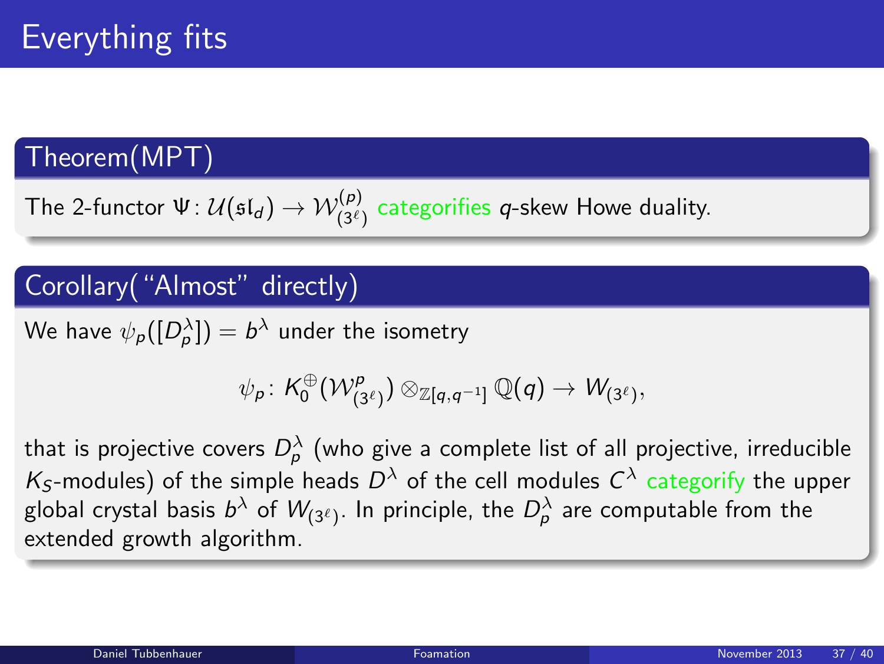# Everything fits

## Theorem(MPT)

The 2-functor $\Psi\colon \mathcal{U}(\mathfrak{sl}_d) \to \mathcal{W}^{(p)}_{(3^\ell)}$ categorifies $q$-skew Howe duality.

## Corollary("Almost" directly)

We have $\psi_p([D^\lambda_p]) = b^\lambda$ under the isometry

$$\psi_p\colon K_0^{\oplus}(\mathcal{W}^p_{(3^\ell)}) \otimes_{\mathbb{Z}[q,q^{-1}]} \mathbb{Q}(q) \to W_{(3^\ell)},$$

that is projective covers $D^\lambda_p$ (who give a complete list of all projective, irreducible $K_S$-modules) of the simple heads $D^\lambda$ of the cell modules $C^\lambda$ categorify the upper global crystal basis $b^\lambda$ of $W_{(3^\ell)}$. In principle, the $D^\lambda_p$ are computable from the extended growth algorithm.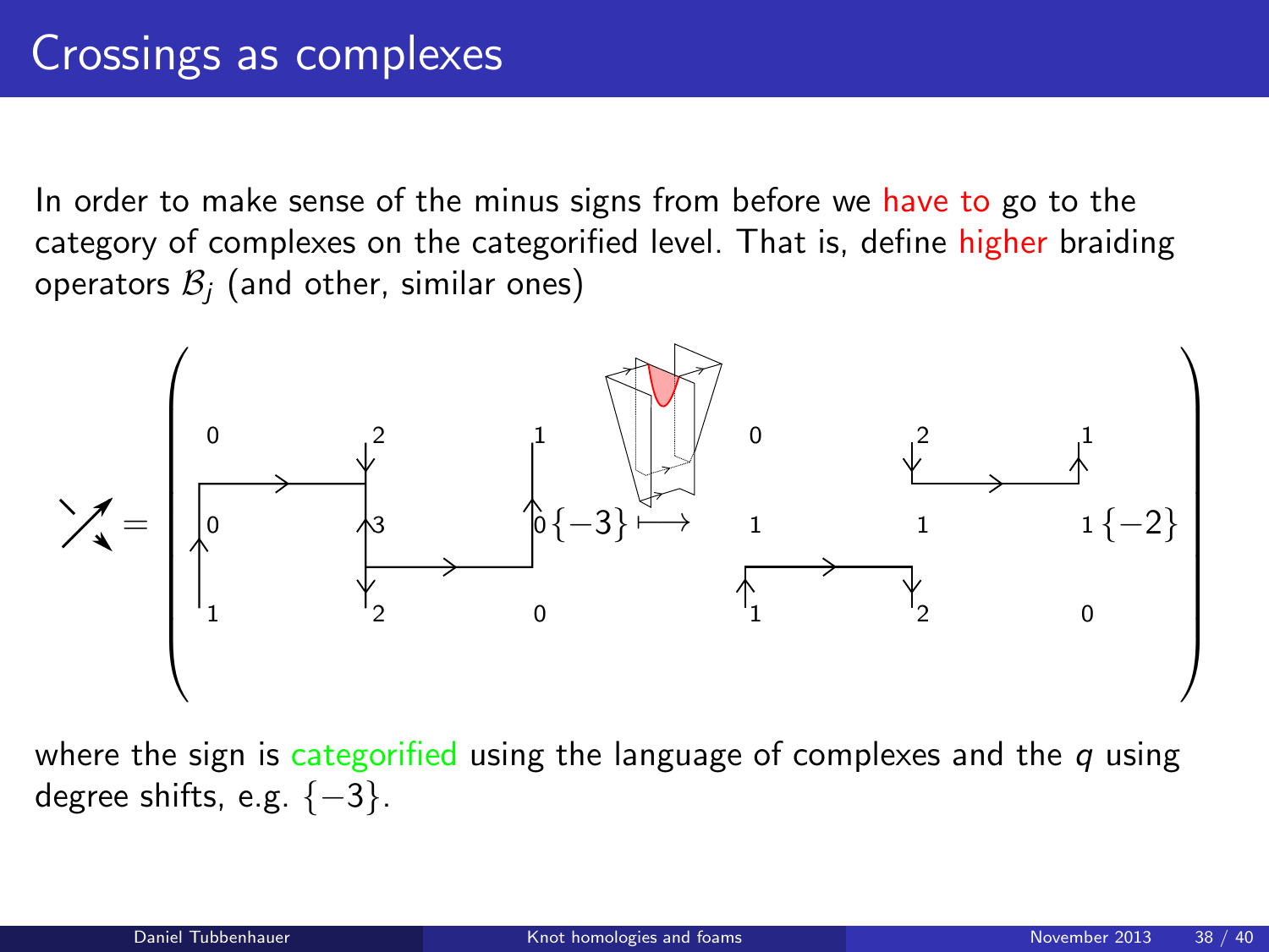# Crossings as complexes

In order to make sense of the minus signs from before we have to go to the category of complexes on the categorified level. That is, define higher braiding operators $\mathcal{B}_j$ (and other, similar ones)

$$\text{crossing} = \left( \text{web}\{-3\} \longmapsto \text{web}\{-2\} \right)$$

where the sign is categorified using the language of complexes and the $q$ using degree shifts, e.g. $\{-3\}$.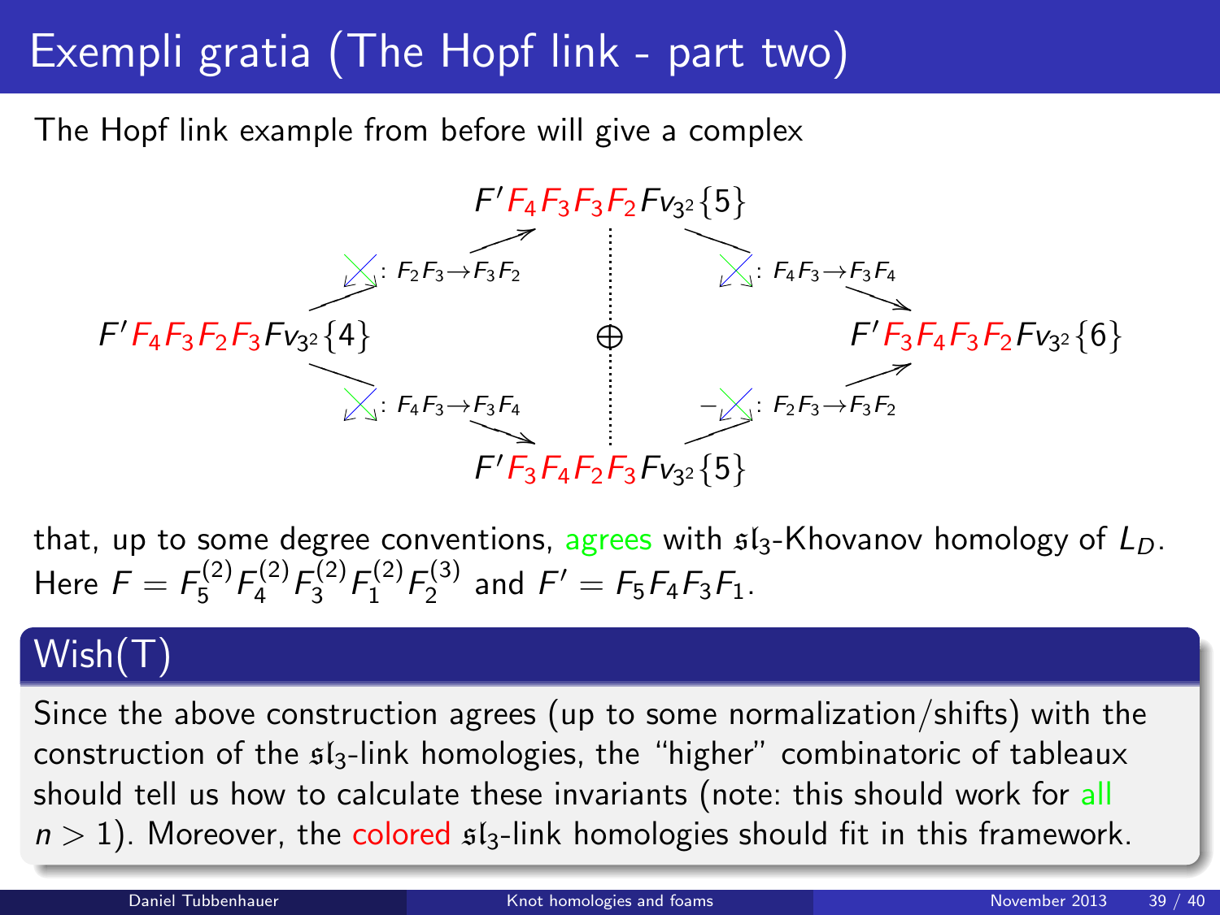# Exempli gratia (The Hopf link - part two)

The Hopf link example from before will give a complex

$$
\begin{array}{ccccc}
 & & F'F_4F_3F_3F_2Fv_{3^2}\{5\} & & \\
 & \nearrow^{\;\times:\ F_2F_3\to F_3F_2} & & \searrow^{\;\times:\ F_4F_3\to F_3F_4} & \\
F'F_4F_3F_2F_3Fv_{3^2}\{4\} & & \oplus & & F'F_3F_4F_3F_2Fv_{3^2}\{6\} \\
 & \searrow_{\;\times:\ F_4F_3\to F_3F_4} & & \nearrow_{\;-\times:\ F_2F_3\to F_3F_2} & \\
 & & F'F_3F_4F_2F_3Fv_{3^2}\{5\} & &
\end{array}
$$

that, up to some degree conventions, agrees with $\mathfrak{sl}_3$-Khovanov homology of $L_D$. Here $F = F_5^{(2)}F_4^{(2)}F_3^{(2)}F_1^{(2)}F_2^{(3)}$ and $F' = F_5F_4F_3F_1$.

## Wish(T)

Since the above construction agrees (up to some normalization/shifts) with the construction of the $\mathfrak{sl}_3$-link homologies, the "higher" combinatoric of tableaux should tell us how to calculate these invariants (note: this should work for all $n > 1$). Moreover, the colored $\mathfrak{sl}_3$-link homologies should fit in this framework.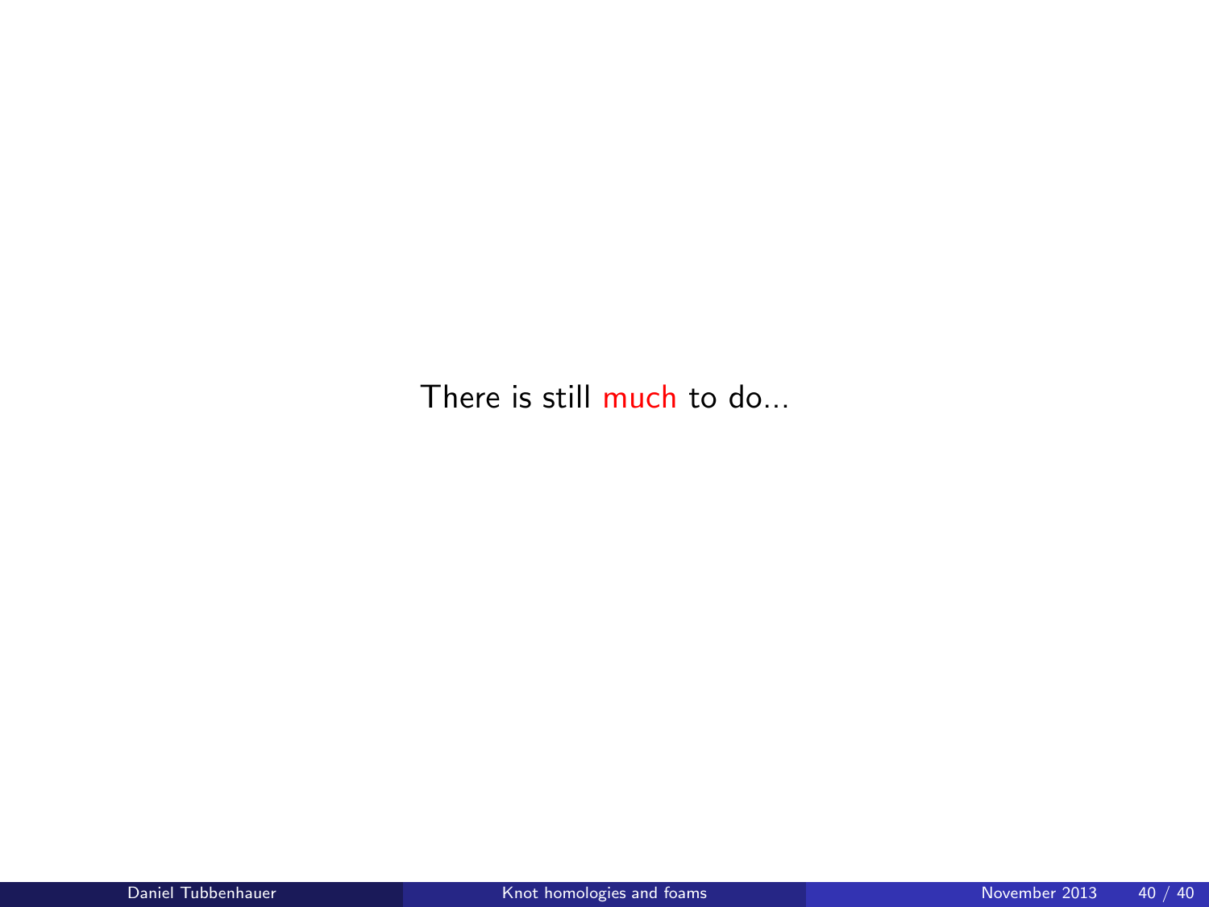There is still much to do...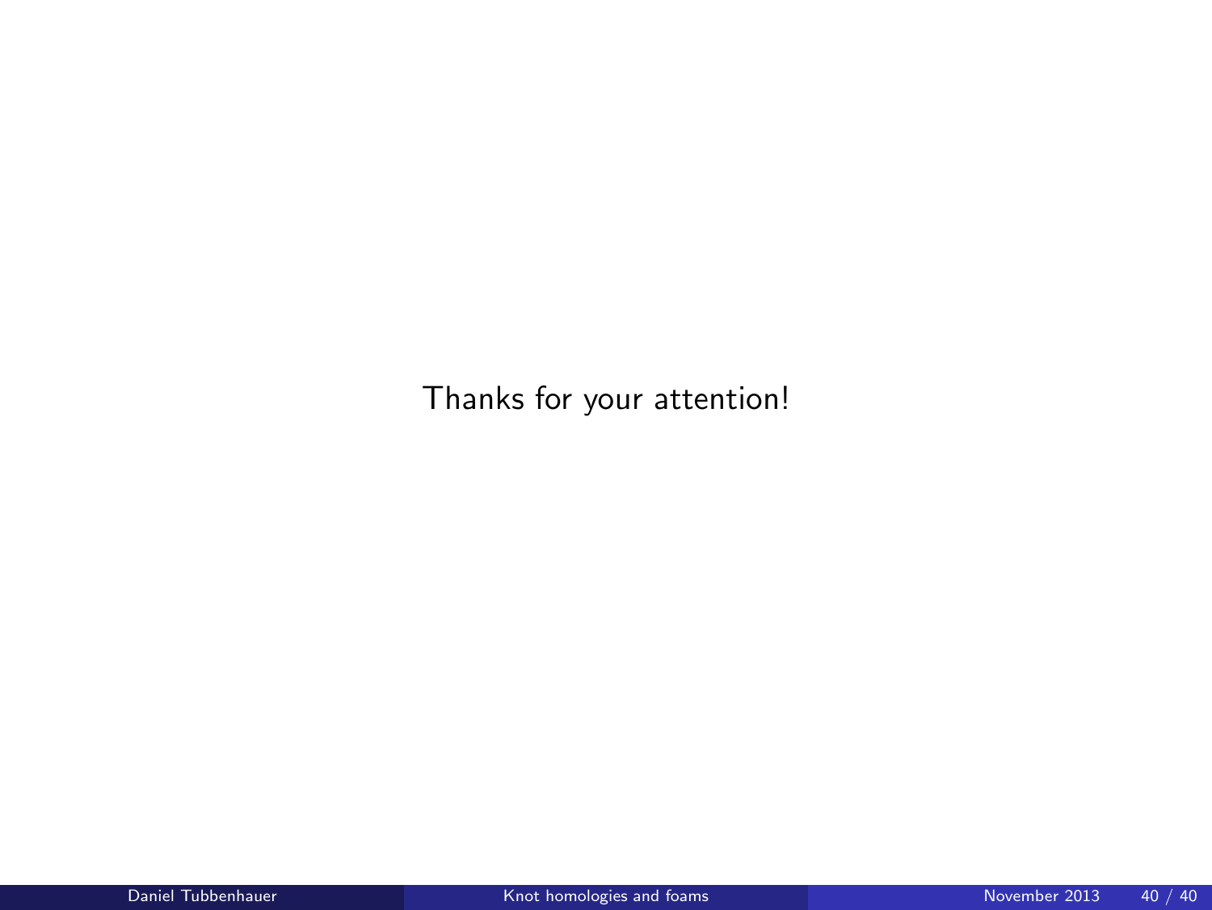Thanks for your attention!